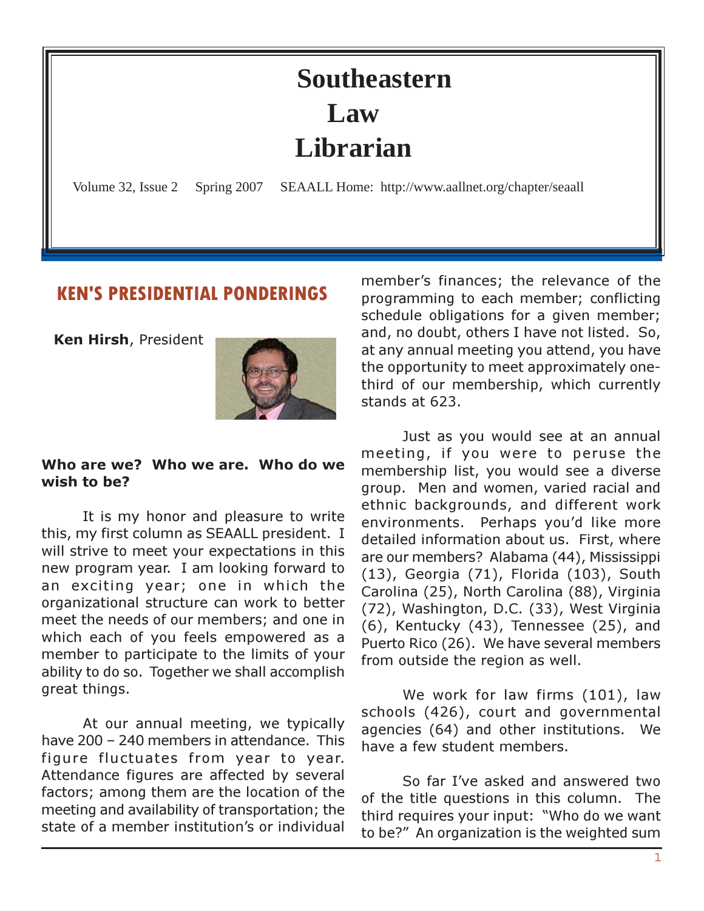# Southeastern Law Librarian

Volume 32, Issue 2 Spring 2007 SEAALL Home: http://www.aallnet.org/chapter/seaall

## KEN'S PRESIDENTIAL PONDERINGS

**Ken Hirsh**, President

**Who are we? Who we are. Who do we wish to be?**

It is my honor and pleasure to write this, my first column as SEAALL president. I will strive to meet your expectations in this new program year. I am looking forward to an exciting year; one in which the organizational structure can work to better meet the needs of our members; and one in which each of you feels empowered as a member to participate to the limits of your ability to do so. Together we shall accomplish great things.

At our annual meeting, we typically have 200 – 240 members in attendance. This figure fluctuates from year to year. Attendance figures are affected by several factors; among them are the location of the meeting and availability of transportation; the state of a member institution's or individual member's finances; the relevance of the programming to each member; conflicting schedule obligations for a given member; and, no doubt, others I have not listed. So, at any annual meeting you attend, you have the opportunity to meet approximately one-third of our membership, which currently stands at 623.

Just as you would see at an annual meeting, if you were to peruse the membership list, you would see a diverse group. Men and women, varied racial and ethnic backgrounds, and different work environments. Perhaps you'd like more detailed information about us. First, where are our members? Alabama (44), Mississippi (13), Georgia (71), Florida (103), South Carolina (25), North Carolina (88), Virginia (72), Washington, D.C. (33), West Virginia (6), Kentucky (43), Tennessee (25), and Puerto Rico (26). We have several members from outside the region as well.

We work for law firms (101), law schools (426), court and governmental agencies (64) and other institutions. We have a few student members.

So far I've asked and answered two of the title questions in this column. The third requires your input: "Who do we want to be?" An organization is the weighted sum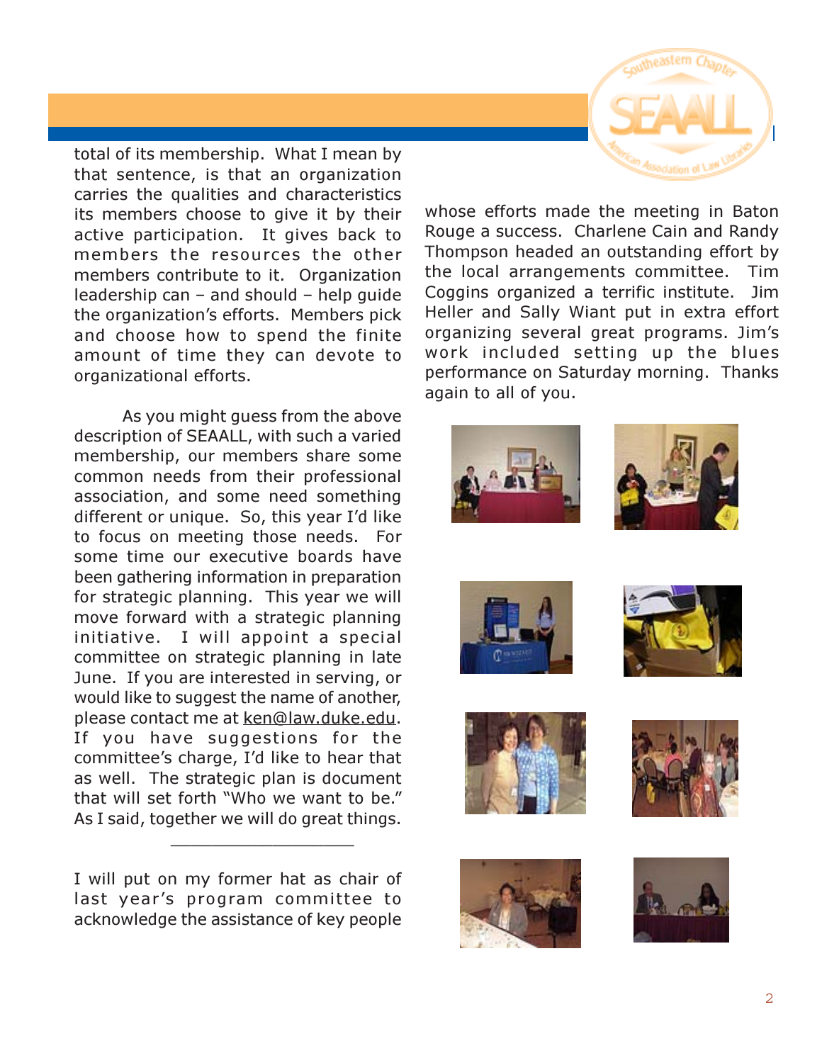total of its membership. What I mean by that sentence, is that an organization carries the qualities and characteristics its members choose to give it by their active participation. It gives back to members the resources the other members contribute to it. Organization leadership can – and should – help guide the organization's efforts. Members pick and choose how to spend the finite amount of time they can devote to organizational efforts.

As you might guess from the above description of SEAALL, with such a varied membership, our members share some common needs from their professional association, and some need something different or unique. So, this year I'd like to focus on meeting those needs. For some time our executive boards have been gathering information in preparation for strategic planning. This year we will move forward with a strategic planning initiative. I will appoint a special committee on strategic planning in late June. If you are interested in serving, or would like to suggest the name of another, please contact me at ken@law.duke.edu. If you have suggestions for the committee's charge, I'd like to hear that as well. The strategic plan is document that will set forth "Who we want to be." As I said, together we will do great things.

---

I will put on my former hat as chair of last year's program committee to acknowledge the assistance of key people whose efforts made the meeting in Baton Rouge a success. Charlene Cain and Randy Thompson headed an outstanding effort by the local arrangements committee. Tim Coggins organized a terrific institute. Jim Heller and Sally Wiant put in extra effort organizing several great programs. Jim's work included setting up the blues performance on Saturday morning. Thanks again to all of you.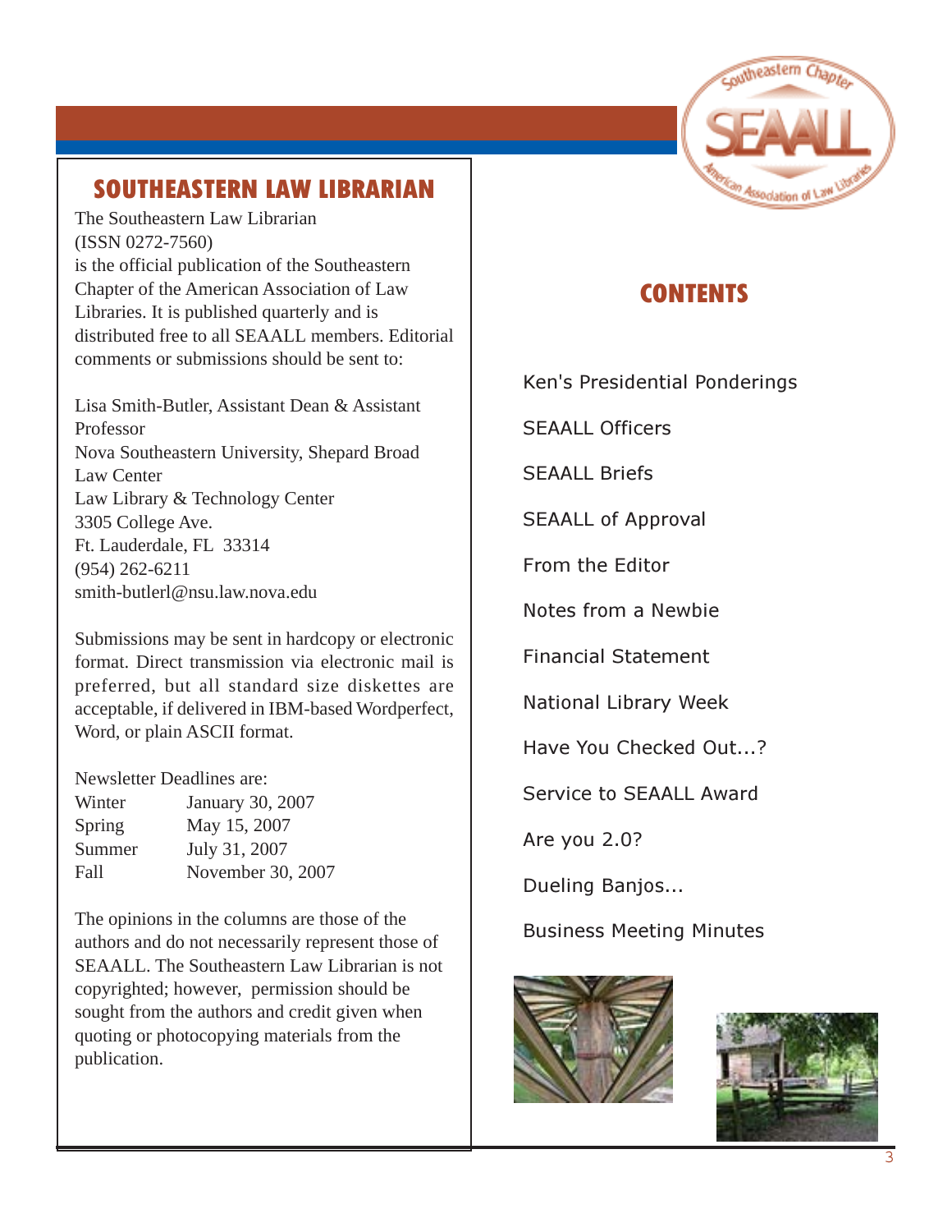## SOUTHEASTERN LAW LIBRARIAN

The Southeastern Law Librarian
(ISSN 0272-7560)
is the official publication of the Southeastern Chapter of the American Association of Law Libraries. It is published quarterly and is distributed free to all SEAALL members. Editorial comments or submissions should be sent to:

Lisa Smith-Butler, Assistant Dean & Assistant Professor
Nova Southeastern University, Shepard Broad Law Center
Law Library & Technology Center
3305 College Ave.
Ft. Lauderdale, FL 33314
(954) 262-6211
smith-butlerl@nsu.law.nova.edu

Submissions may be sent in hardcopy or electronic format. Direct transmission via electronic mail is preferred, but all standard size diskettes are acceptable, if delivered in IBM-based Wordperfect, Word, or plain ASCII format.

Newsletter Deadlines are:

| | |
|---|---|
| Winter | January 30, 2007 |
| Spring | May 15, 2007 |
| Summer | July 31, 2007 |
| Fall | November 30, 2007 |

The opinions in the columns are those of the authors and do not necessarily represent those of SEAALL. The Southeastern Law Librarian is not copyrighted; however, permission should be sought from the authors and credit given when quoting or photocopying materials from the publication.

## CONTENTS

Ken's Presidential Ponderings

SEAALL Officers

SEAALL Briefs

SEAALL of Approval

From the Editor

Notes from a Newbie

Financial Statement

National Library Week

Have You Checked Out...?

Service to SEAALL Award

Are you 2.0?

Dueling Banjos...

Business Meeting Minutes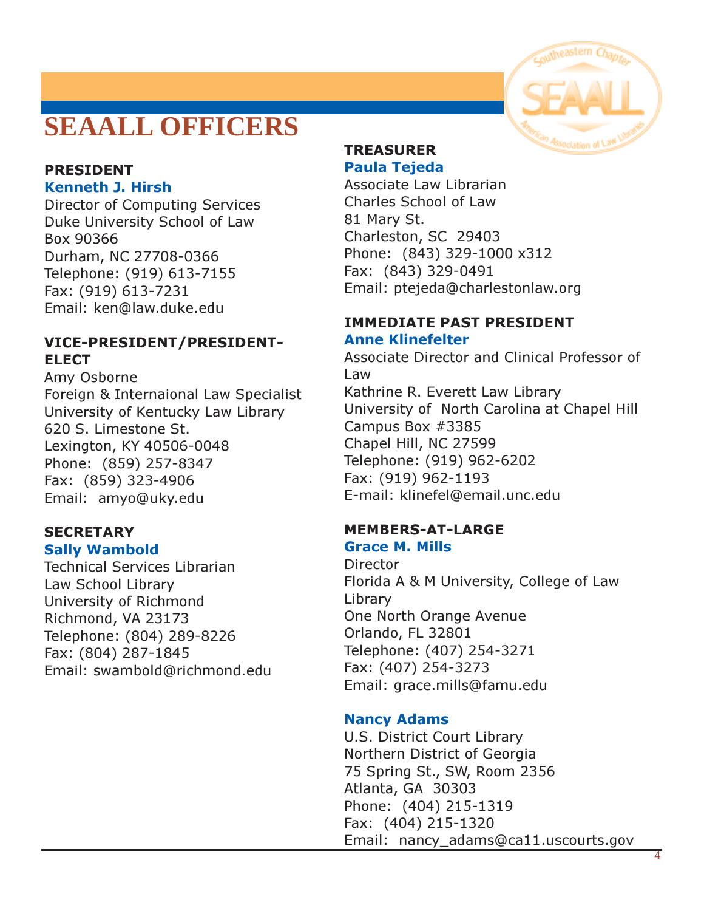# SEAALL OFFICERS

### PRESIDENT

**Kenneth J. Hirsh**
Director of Computing Services
Duke University School of Law
Box 90366
Durham, NC 27708-0366
Telephone: (919) 613-7155
Fax: (919) 613-7231
Email: ken@law.duke.edu

### VICE-PRESIDENT/PRESIDENT-ELECT

Amy Osborne
Foreign & Internaional Law Specialist
University of Kentucky Law Library
620 S. Limestone St.
Lexington, KY 40506-0048
Phone: (859) 257-8347
Fax: (859) 323-4906
Email: amyo@uky.edu

### SECRETARY

**Sally Wambold**
Technical Services Librarian
Law School Library
University of Richmond
Richmond, VA 23173
Telephone: (804) 289-8226
Fax: (804) 287-1845
Email: swambold@richmond.edu

### TREASURER

**Paula Tejeda**
Associate Law Librarian
Charles School of Law
81 Mary St.
Charleston, SC 29403
Phone: (843) 329-1000 x312
Fax: (843) 329-0491
Email: ptejeda@charlestonlaw.org

### IMMEDIATE PAST PRESIDENT

**Anne Klinefelter**
Associate Director and Clinical Professor of Law
Kathrine R. Everett Law Library
University of North Carolina at Chapel Hill
Campus Box #3385
Chapel Hill, NC 27599
Telephone: (919) 962-6202
Fax: (919) 962-1193
E-mail: klinefel@email.unc.edu

### MEMBERS-AT-LARGE

**Grace M. Mills**
Director
Florida A & M University, College of Law Library
One North Orange Avenue
Orlando, FL 32801
Telephone: (407) 254-3271
Fax: (407) 254-3273
Email: grace.mills@famu.edu

**Nancy Adams**
U.S. District Court Library
Northern District of Georgia
75 Spring St., SW, Room 2356
Atlanta, GA 30303
Phone: (404) 215-1319
Fax: (404) 215-1320
Email: nancy_adams@ca11.uscourts.gov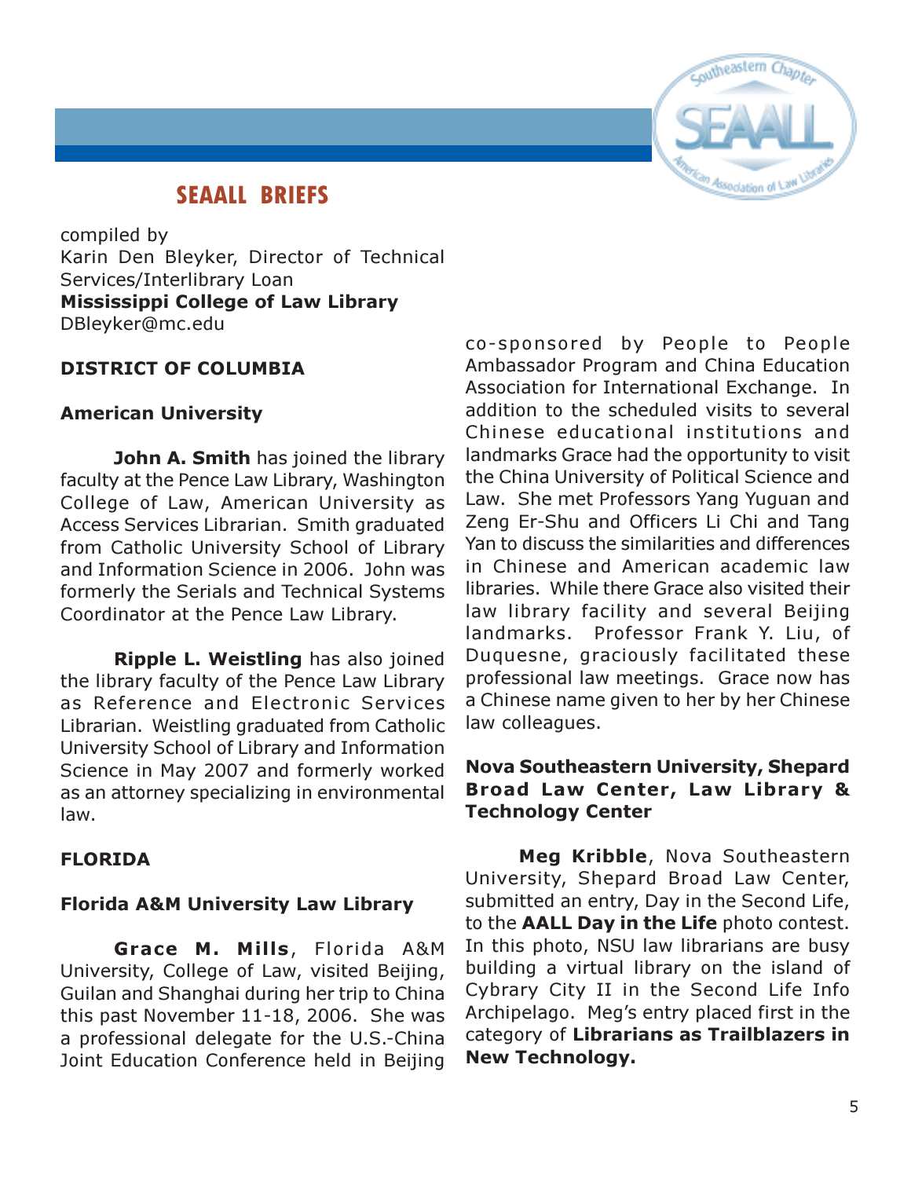## SEAALL BRIEFS

compiled by
Karin Den Bleyker, Director of Technical Services/Interlibrary Loan
**Mississippi College of Law Library**
DBleyker@mc.edu

### DISTRICT OF COLUMBIA

#### American University

**John A. Smith** has joined the library faculty at the Pence Law Library, Washington College of Law, American University as Access Services Librarian. Smith graduated from Catholic University School of Library and Information Science in 2006. John was formerly the Serials and Technical Systems Coordinator at the Pence Law Library.

**Ripple L. Weistling** has also joined the library faculty of the Pence Law Library as Reference and Electronic Services Librarian. Weistling graduated from Catholic University School of Library and Information Science in May 2007 and formerly worked as an attorney specializing in environmental law.

### FLORIDA

#### Florida A&M University Law Library

**Grace M. Mills**, Florida A&M University, College of Law, visited Beijing, Guilan and Shanghai during her trip to China this past November 11-18, 2006. She was a professional delegate for the U.S.-China Joint Education Conference held in Beijing co-sponsored by People to People Ambassador Program and China Education Association for International Exchange. In addition to the scheduled visits to several Chinese educational institutions and landmarks Grace had the opportunity to visit the China University of Political Science and Law. She met Professors Yang Yuguan and Zeng Er-Shu and Officers Li Chi and Tang Yan to discuss the similarities and differences in Chinese and American academic law libraries. While there Grace also visited their law library facility and several Beijing landmarks. Professor Frank Y. Liu, of Duquesne, graciously facilitated these professional law meetings. Grace now has a Chinese name given to her by her Chinese law colleagues.

#### Nova Southeastern University, Shepard Broad Law Center, Law Library & Technology Center

**Meg Kribble**, Nova Southeastern University, Shepard Broad Law Center, submitted an entry, Day in the Second Life, to the **AALL Day in the Life** photo contest. In this photo, NSU law librarians are busy building a virtual library on the island of Cybrary City II in the Second Life Info Archipelago. Meg's entry placed first in the category of **Librarians as Trailblazers in New Technology.**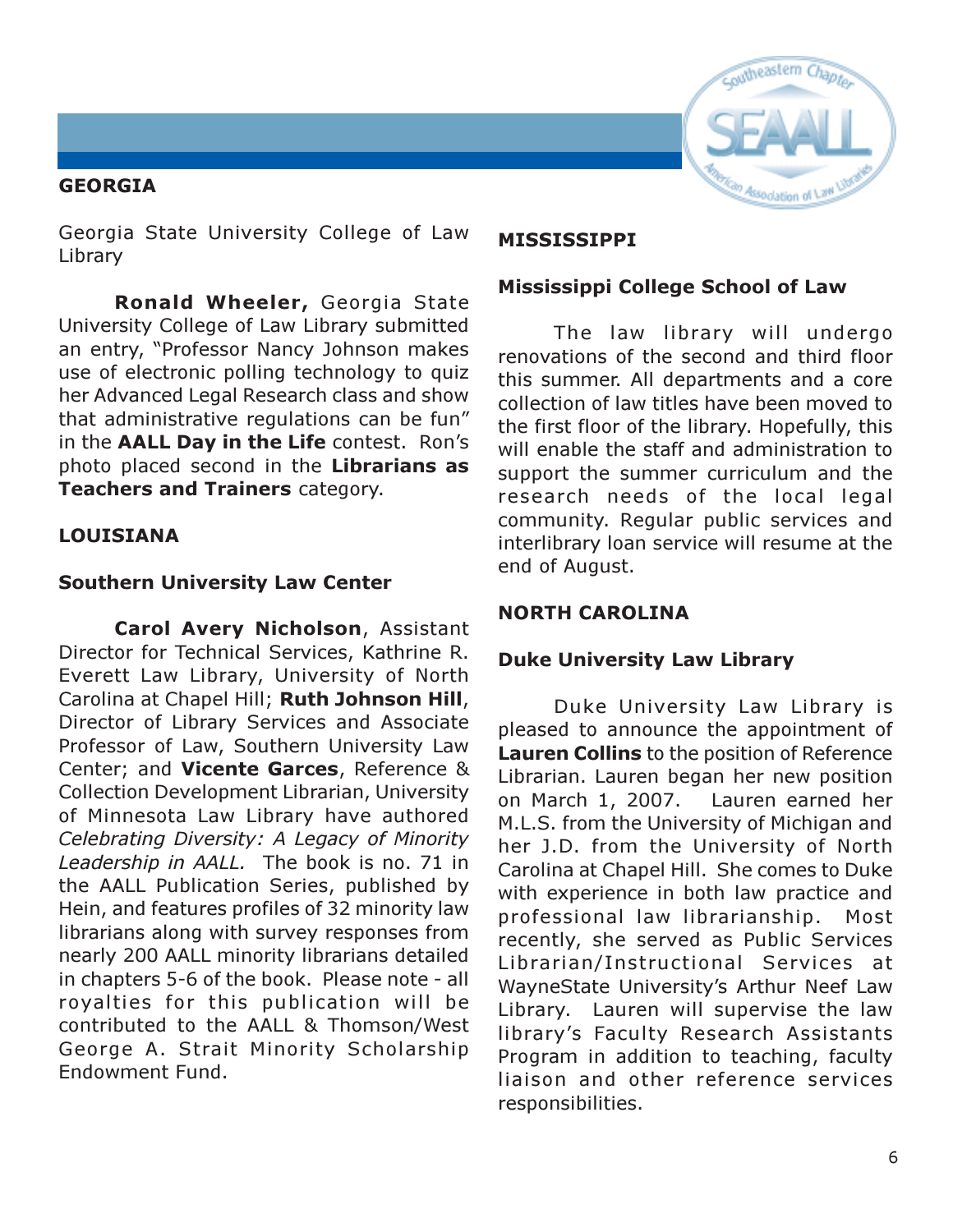## GEORGIA

Georgia State University College of Law Library

**Ronald Wheeler,** Georgia State University College of Law Library submitted an entry, "Professor Nancy Johnson makes use of electronic polling technology to quiz her Advanced Legal Research class and show that administrative regulations can be fun" in the **AALL Day in the Life** contest. Ron's photo placed second in the **Librarians as Teachers and Trainers** category.

## LOUISIANA

### Southern University Law Center

**Carol Avery Nicholson**, Assistant Director for Technical Services, Kathrine R. Everett Law Library, University of North Carolina at Chapel Hill; **Ruth Johnson Hill**, Director of Library Services and Associate Professor of Law, Southern University Law Center; and **Vicente Garces**, Reference & Collection Development Librarian, University of Minnesota Law Library have authored *Celebrating Diversity: A Legacy of Minority Leadership in AALL.* The book is no. 71 in the AALL Publication Series, published by Hein, and features profiles of 32 minority law librarians along with survey responses from nearly 200 AALL minority librarians detailed in chapters 5-6 of the book. Please note - all royalties for this publication will be contributed to the AALL & Thomson/West George A. Strait Minority Scholarship Endowment Fund.

## MISSISSIPPI

### Mississippi College School of Law

The law library will undergo renovations of the second and third floor this summer. All departments and a core collection of law titles have been moved to the first floor of the library. Hopefully, this will enable the staff and administration to support the summer curriculum and the research needs of the local legal community. Regular public services and interlibrary loan service will resume at the end of August.

## NORTH CAROLINA

### Duke University Law Library

Duke University Law Library is pleased to announce the appointment of **Lauren Collins** to the position of Reference Librarian. Lauren began her new position on March 1, 2007. Lauren earned her M.L.S. from the University of Michigan and her J.D. from the University of North Carolina at Chapel Hill. She comes to Duke with experience in both law practice and professional law librarianship. Most recently, she served as Public Services Librarian/Instructional Services at WayneState University's Arthur Neef Law Library. Lauren will supervise the law library's Faculty Research Assistants Program in addition to teaching, faculty liaison and other reference services responsibilities.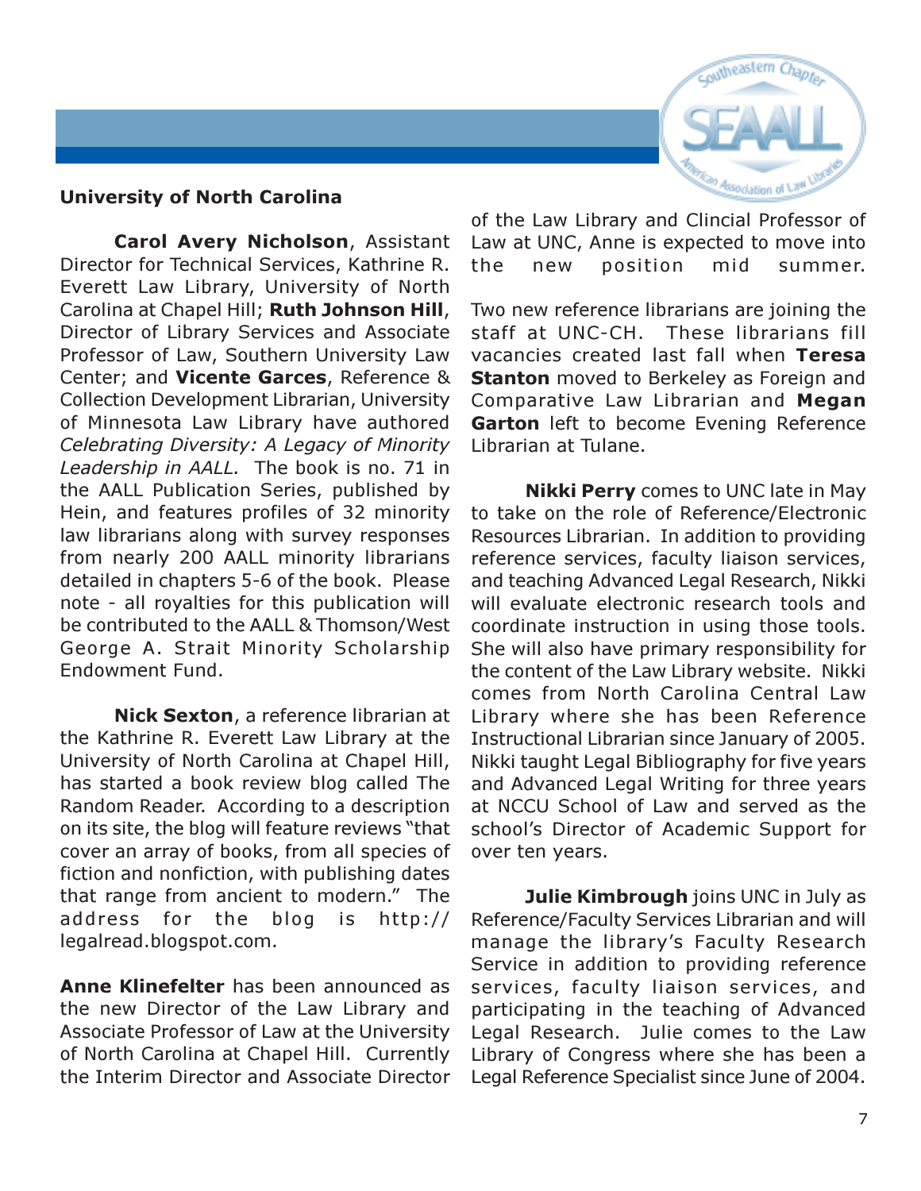### University of North Carolina

**Carol Avery Nicholson**, Assistant Director for Technical Services, Kathrine R. Everett Law Library, University of North Carolina at Chapel Hill; **Ruth Johnson Hill**, Director of Library Services and Associate Professor of Law, Southern University Law Center; and **Vicente Garces**, Reference & Collection Development Librarian, University of Minnesota Law Library have authored *Celebrating Diversity: A Legacy of Minority Leadership in AALL.* The book is no. 71 in the AALL Publication Series, published by Hein, and features profiles of 32 minority law librarians along with survey responses from nearly 200 AALL minority librarians detailed in chapters 5-6 of the book. Please note - all royalties for this publication will be contributed to the AALL & Thomson/West George A. Strait Minority Scholarship Endowment Fund.

**Nick Sexton**, a reference librarian at the Kathrine R. Everett Law Library at the University of North Carolina at Chapel Hill, has started a book review blog called The Random Reader. According to a description on its site, the blog will feature reviews "that cover an array of books, from all species of fiction and nonfiction, with publishing dates that range from ancient to modern." The address for the blog is http://legalread.blogspot.com.

**Anne Klinefelter** has been announced as the new Director of the Law Library and Associate Professor of Law at the University of North Carolina at Chapel Hill. Currently the Interim Director and Associate Director of the Law Library and Clincial Professor of Law at UNC, Anne is expected to move into the new position mid summer.

Two new reference librarians are joining the staff at UNC-CH. These librarians fill vacancies created last fall when **Teresa Stanton** moved to Berkeley as Foreign and Comparative Law Librarian and **Megan Garton** left to become Evening Reference Librarian at Tulane.

**Nikki Perry** comes to UNC late in May to take on the role of Reference/Electronic Resources Librarian. In addition to providing reference services, faculty liaison services, and teaching Advanced Legal Research, Nikki will evaluate electronic research tools and coordinate instruction in using those tools. She will also have primary responsibility for the content of the Law Library website. Nikki comes from North Carolina Central Law Library where she has been Reference Instructional Librarian since January of 2005. Nikki taught Legal Bibliography for five years and Advanced Legal Writing for three years at NCCU School of Law and served as the school's Director of Academic Support for over ten years.

**Julie Kimbrough** joins UNC in July as Reference/Faculty Services Librarian and will manage the library's Faculty Research Service in addition to providing reference services, faculty liaison services, and participating in the teaching of Advanced Legal Research. Julie comes to the Law Library of Congress where she has been a Legal Reference Specialist since June of 2004.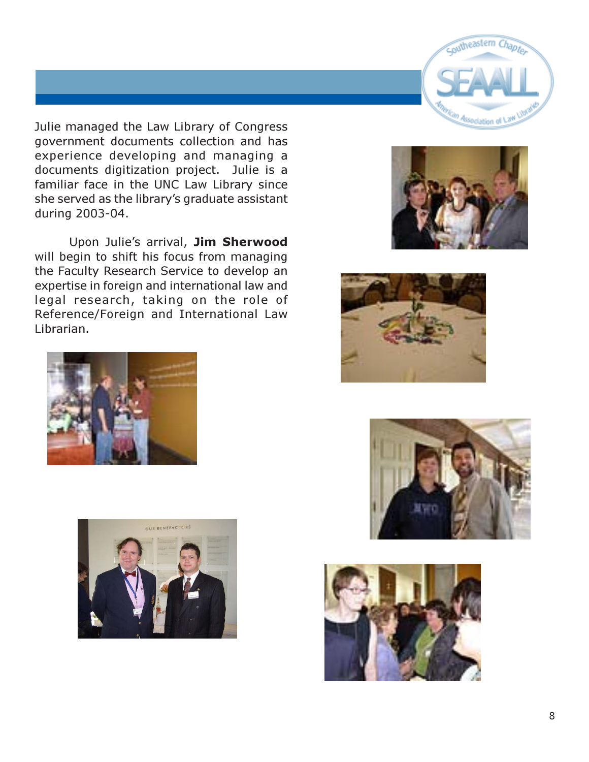Julie managed the Law Library of Congress government documents collection and has experience developing and managing a documents digitization project. Julie is a familiar face in the UNC Law Library since she served as the library's graduate assistant during 2003-04.

Upon Julie's arrival, **Jim Sherwood** will begin to shift his focus from managing the Faculty Research Service to develop an expertise in foreign and international law and legal research, taking on the role of Reference/Foreign and International Law Librarian.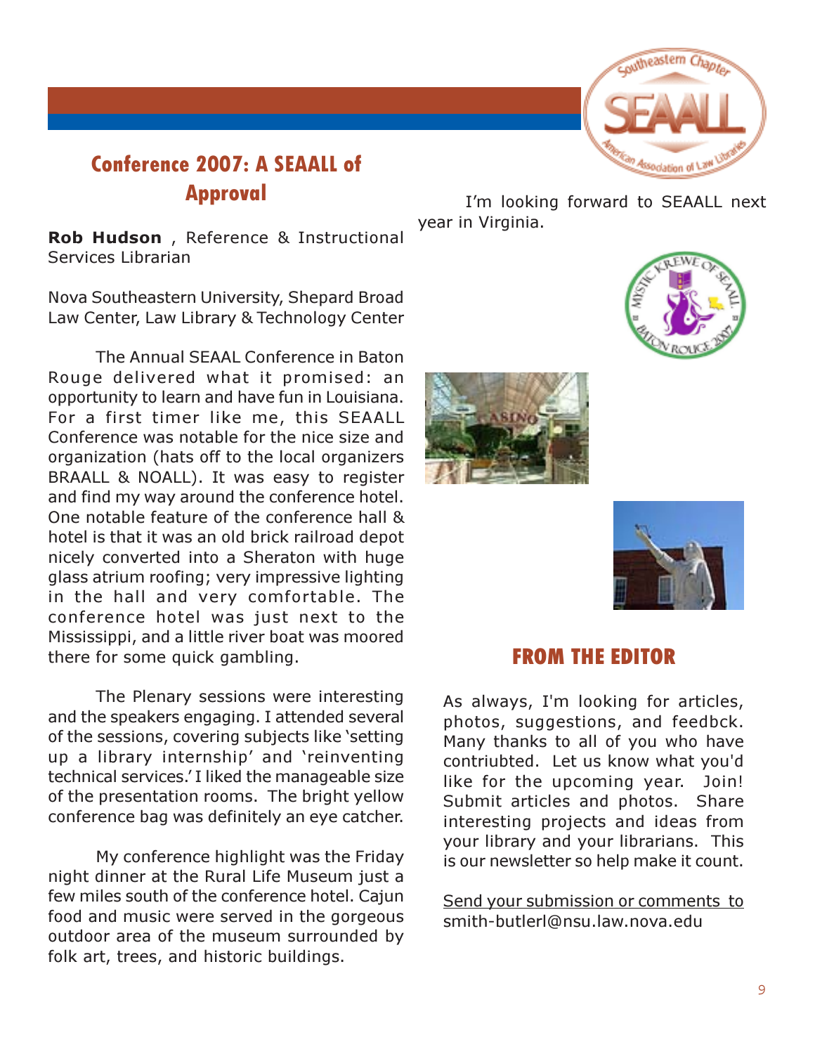## Conference 2007: A SEAALL of Approval

**Rob Hudson** , Reference & Instructional Services Librarian

Nova Southeastern University, Shepard Broad Law Center, Law Library & Technology Center

The Annual SEAAL Conference in Baton Rouge delivered what it promised: an opportunity to learn and have fun in Louisiana. For a first timer like me, this SEAALL Conference was notable for the nice size and organization (hats off to the local organizers BRAALL & NOALL). It was easy to register and find my way around the conference hotel. One notable feature of the conference hall & hotel is that it was an old brick railroad depot nicely converted into a Sheraton with huge glass atrium roofing; very impressive lighting in the hall and very comfortable. The conference hotel was just next to the Mississippi, and a little river boat was moored there for some quick gambling.

The Plenary sessions were interesting and the speakers engaging. I attended several of the sessions, covering subjects like 'setting up a library internship' and 'reinventing technical services.' I liked the manageable size of the presentation rooms. The bright yellow conference bag was definitely an eye catcher.

My conference highlight was the Friday night dinner at the Rural Life Museum just a few miles south of the conference hotel. Cajun food and music were served in the gorgeous outdoor area of the museum surrounded by folk art, trees, and historic buildings.

I'm looking forward to SEAALL next year in Virginia.

## FROM THE EDITOR

As always, I'm looking for articles, photos, suggestions, and feedbck. Many thanks to all of you who have contriubted. Let us know what you'd like for the upcoming year. Join! Submit articles and photos. Share interesting projects and ideas from your library and your librarians. This is our newsletter so help make it count.

Send your submission or comments to smith-butlerl@nsu.law.nova.edu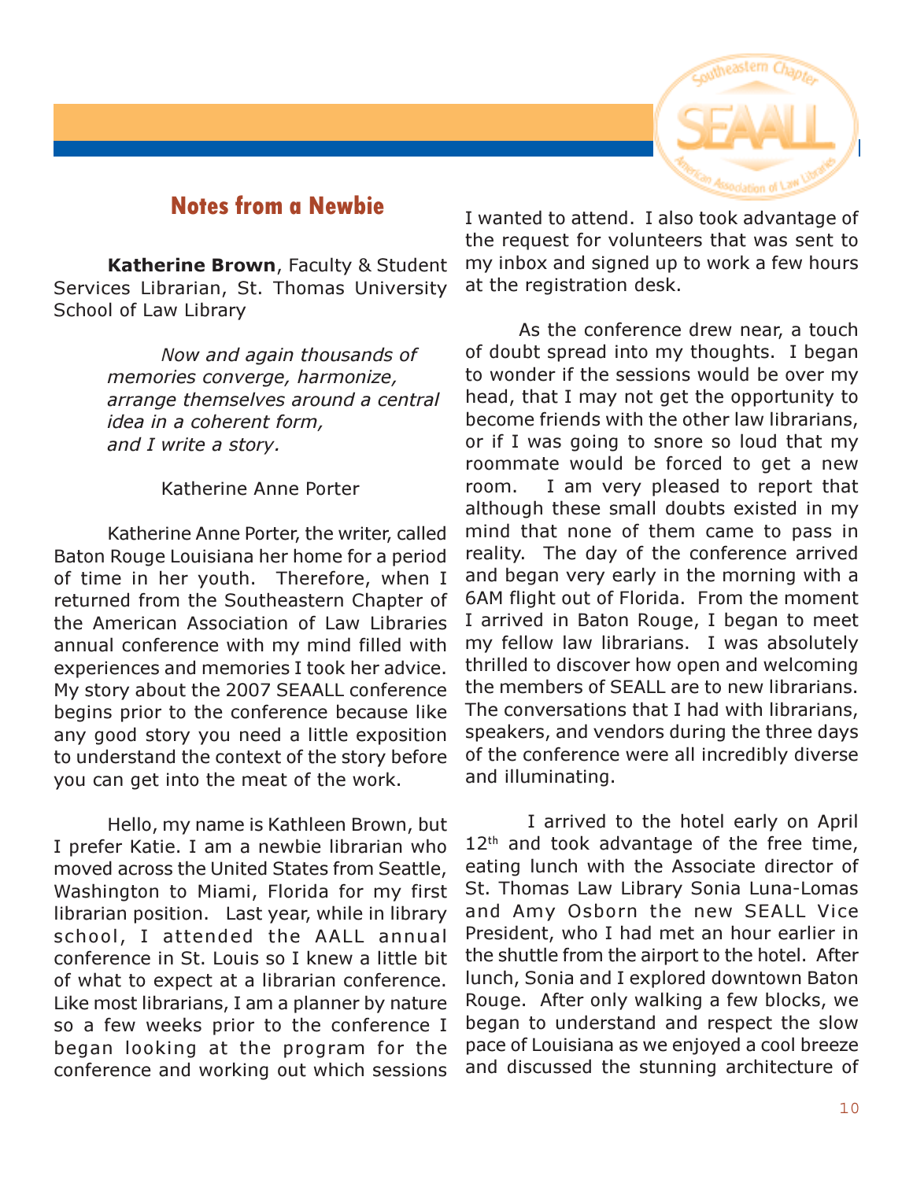## Notes from a Newbie

**Katherine Brown**, Faculty & Student Services Librarian, St. Thomas University School of Law Library

> *Now and again thousands of memories converge, harmonize, arrange themselves around a central idea in a coherent form, and I write a story.*
>
> Katherine Anne Porter

Katherine Anne Porter, the writer, called Baton Rouge Louisiana her home for a period of time in her youth. Therefore, when I returned from the Southeastern Chapter of the American Association of Law Libraries annual conference with my mind filled with experiences and memories I took her advice. My story about the 2007 SEAALL conference begins prior to the conference because like any good story you need a little exposition to understand the context of the story before you can get into the meat of the work.

Hello, my name is Kathleen Brown, but I prefer Katie. I am a newbie librarian who moved across the United States from Seattle, Washington to Miami, Florida for my first librarian position. Last year, while in library school, I attended the AALL annual conference in St. Louis so I knew a little bit of what to expect at a librarian conference. Like most librarians, I am a planner by nature so a few weeks prior to the conference I began looking at the program for the conference and working out which sessions I wanted to attend. I also took advantage of the request for volunteers that was sent to my inbox and signed up to work a few hours at the registration desk.

As the conference drew near, a touch of doubt spread into my thoughts. I began to wonder if the sessions would be over my head, that I may not get the opportunity to become friends with the other law librarians, or if I was going to snore so loud that my roommate would be forced to get a new room. I am very pleased to report that although these small doubts existed in my mind that none of them came to pass in reality. The day of the conference arrived and began very early in the morning with a 6AM flight out of Florida. From the moment I arrived in Baton Rouge, I began to meet my fellow law librarians. I was absolutely thrilled to discover how open and welcoming the members of SEALL are to new librarians. The conversations that I had with librarians, speakers, and vendors during the three days of the conference were all incredibly diverse and illuminating.

I arrived to the hotel early on April 12th and took advantage of the free time, eating lunch with the Associate director of St. Thomas Law Library Sonia Luna-Lomas and Amy Osborn the new SEALL Vice President, who I had met an hour earlier in the shuttle from the airport to the hotel. After lunch, Sonia and I explored downtown Baton Rouge. After only walking a few blocks, we began to understand and respect the slow pace of Louisiana as we enjoyed a cool breeze and discussed the stunning architecture of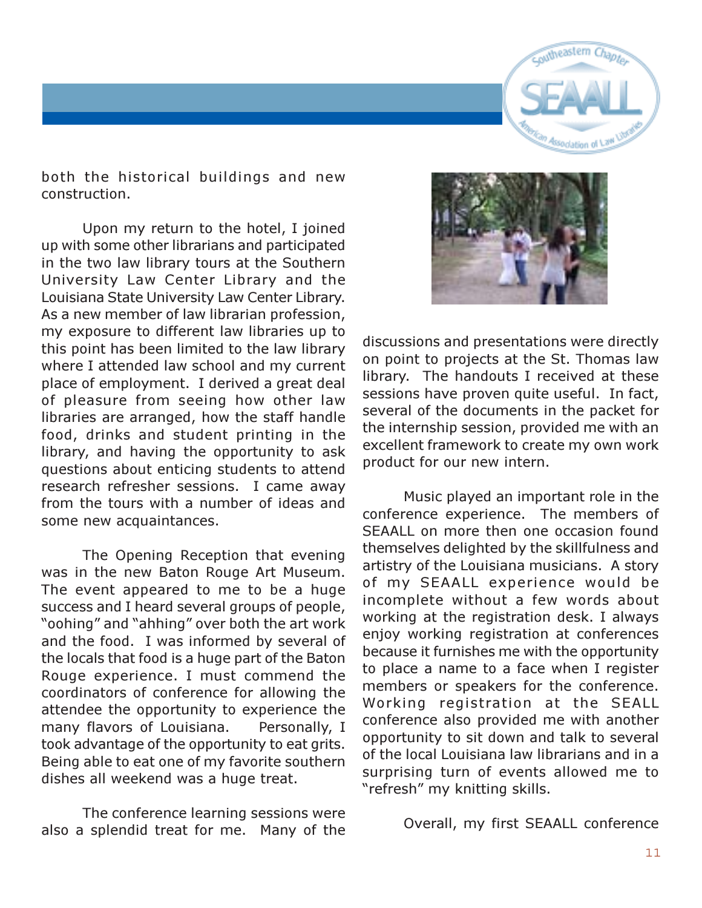both the historical buildings and new construction.

Upon my return to the hotel, I joined up with some other librarians and participated in the two law library tours at the Southern University Law Center Library and the Louisiana State University Law Center Library. As a new member of law librarian profession, my exposure to different law libraries up to this point has been limited to the law library where I attended law school and my current place of employment. I derived a great deal of pleasure from seeing how other law libraries are arranged, how the staff handle food, drinks and student printing in the library, and having the opportunity to ask questions about enticing students to attend research refresher sessions. I came away from the tours with a number of ideas and some new acquaintances.

The Opening Reception that evening was in the new Baton Rouge Art Museum. The event appeared to me to be a huge success and I heard several groups of people, "oohing" and "ahhing" over both the art work and the food. I was informed by several of the locals that food is a huge part of the Baton Rouge experience. I must commend the coordinators of conference for allowing the attendee the opportunity to experience the many flavors of Louisiana. Personally, I took advantage of the opportunity to eat grits. Being able to eat one of my favorite southern dishes all weekend was a huge treat.

The conference learning sessions were also a splendid treat for me. Many of the discussions and presentations were directly on point to projects at the St. Thomas law library. The handouts I received at these sessions have proven quite useful. In fact, several of the documents in the packet for the internship session, provided me with an excellent framework to create my own work product for our new intern.

Music played an important role in the conference experience. The members of SEAALL on more then one occasion found themselves delighted by the skillfulness and artistry of the Louisiana musicians. A story of my SEAALL experience would be incomplete without a few words about working at the registration desk. I always enjoy working registration at conferences because it furnishes me with the opportunity to place a name to a face when I register members or speakers for the conference. Working registration at the SEALL conference also provided me with another opportunity to sit down and talk to several of the local Louisiana law librarians and in a surprising turn of events allowed me to "refresh" my knitting skills.

Overall, my first SEAALL conference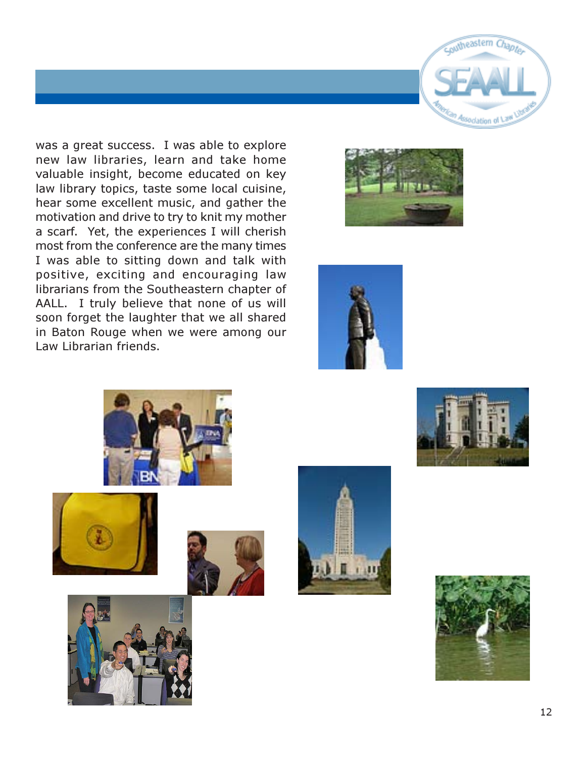was a great success. I was able to explore new law libraries, learn and take home valuable insight, become educated on key law library topics, taste some local cuisine, hear some excellent music, and gather the motivation and drive to try to knit my mother a scarf. Yet, the experiences I will cherish most from the conference are the many times I was able to sitting down and talk with positive, exciting and encouraging law librarians from the Southeastern chapter of AALL. I truly believe that none of us will soon forget the laughter that we all shared in Baton Rouge when we were among our Law Librarian friends.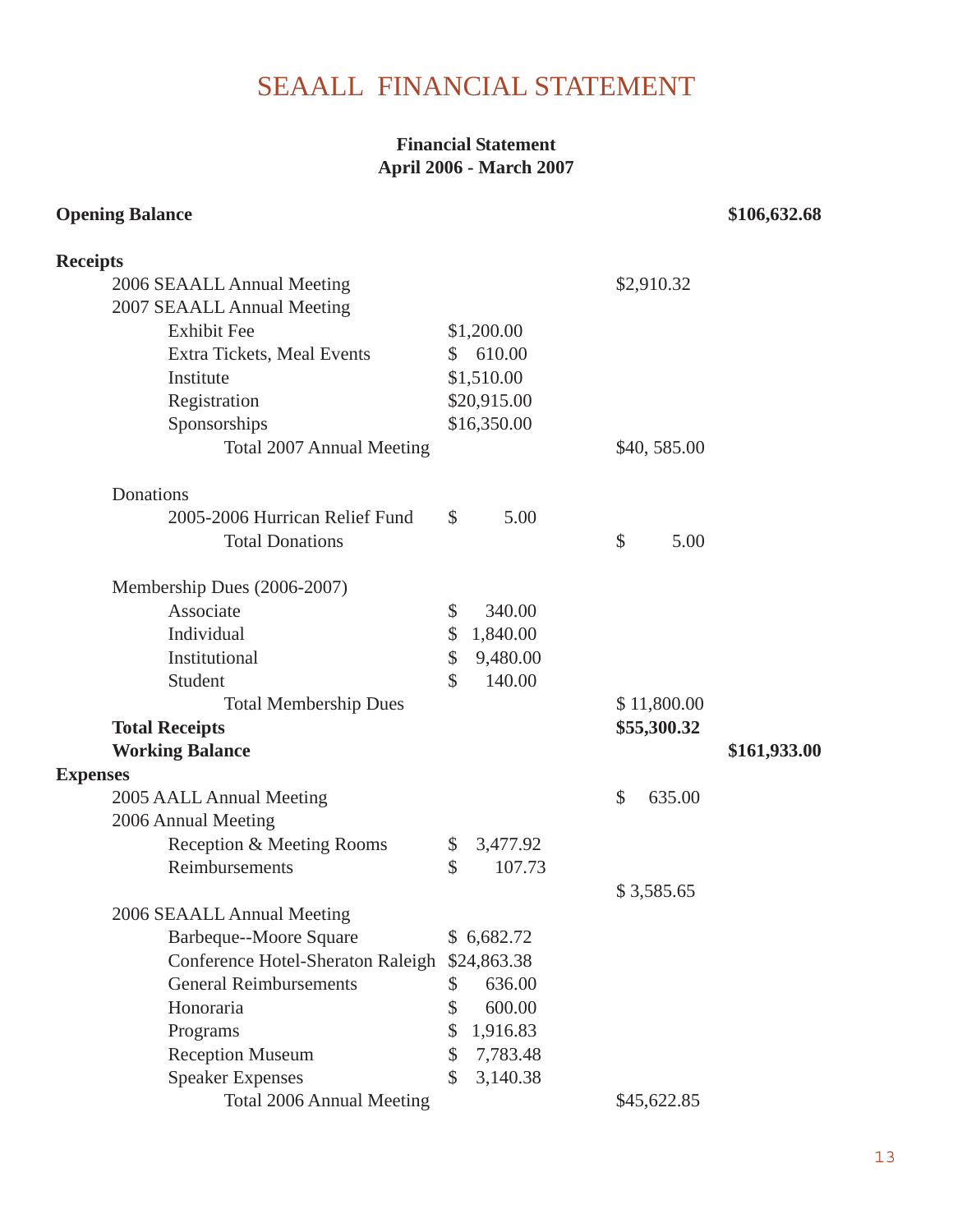# SEAALL FINANCIAL STATEMENT

**Financial Statement**
**April 2006 - March 2007**

| | | | |
|---|---|---|---|
| **Opening Balance** | | | **$106,632.68** |
| **Receipts** | | | |
| 2006 SEAALL Annual Meeting | | $2,910.32 | |
| 2007 SEAALL Annual Meeting | | | |
| Exhibit Fee | $1,200.00 | | |
| Extra Tickets, Meal Events | $ 610.00 | | |
| Institute | $1,510.00 | | |
| Registration | $20,915.00 | | |
| Sponsorships | $16,350.00 | | |
| Total 2007 Annual Meeting | | $40, 585.00 | |
| Donations | | | |
| 2005-2006 Hurrican Relief Fund | $ 5.00 | | |
| Total Donations | | $ 5.00 | |
| Membership Dues (2006-2007) | | | |
| Associate | $ 340.00 | | |
| Individual | $ 1,840.00 | | |
| Institutional | $ 9,480.00 | | |
| Student | $ 140.00 | | |
| Total Membership Dues | | $ 11,800.00 | |
| **Total Receipts** | | **$55,300.32** | |
| **Working Balance** | | | **$161,933.00** |
| **Expenses** | | | |
| 2005 AALL Annual Meeting | | $ 635.00 | |
| 2006 Annual Meeting | | | |
| Reception & Meeting Rooms | $ 3,477.92 | | |
| Reimbursements | $ 107.73 | | |
| | | $ 3,585.65 | |
| 2006 SEAALL Annual Meeting | | | |
| Barbeque--Moore Square | $ 6,682.72 | | |
| Conference Hotel-Sheraton Raleigh | $24,863.38 | | |
| General Reimbursements | $ 636.00 | | |
| Honoraria | $ 600.00 | | |
| Programs | $ 1,916.83 | | |
| Reception Museum | $ 7,783.48 | | |
| Speaker Expenses | $ 3,140.38 | | |
| Total 2006 Annual Meeting | | $45,622.85 | |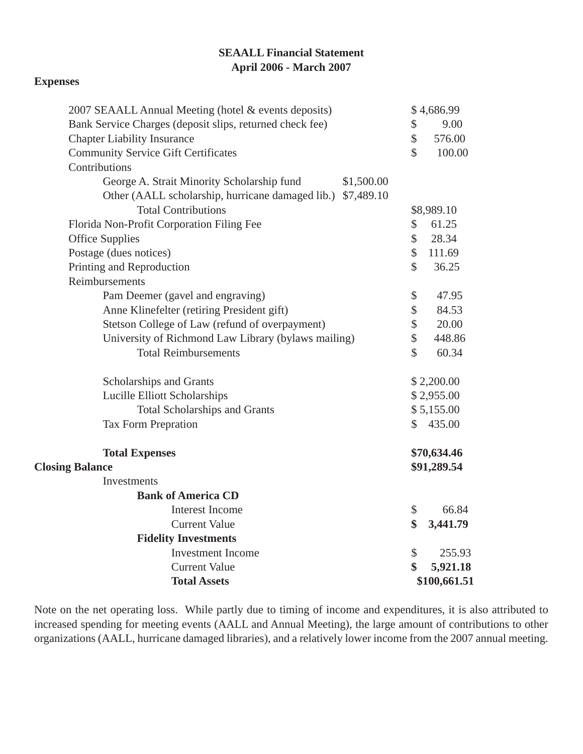**SEAALL Financial Statement**
**April 2006 - March 2007**

**Expenses**

| | | |
|---|---|---|
| 2007 SEAALL Annual Meeting (hotel & events deposits) | | $ 4,686.99 |
| Bank Service Charges (deposit slips, returned check fee) | | $ 9.00 |
| Chapter Liability Insurance | | $ 576.00 |
| Community Service Gift Certificates | | $ 100.00 |
| Contributions | | |
| George A. Strait Minority Scholarship fund | $1,500.00 | |
| Other (AALL scholarship, hurricane damaged lib.) | $7,489.10 | |
| Total Contributions | | $8,989.10 |
| Florida Non-Profit Corporation Filing Fee | | $ 61.25 |
| Office Supplies | | $ 28.34 |
| Postage (dues notices) | | $ 111.69 |
| Printing and Reproduction | | $ 36.25 |
| Reimbursements | | |
| Pam Deemer (gavel and engraving) | | $ 47.95 |
| Anne Klinefelter (retiring President gift) | | $ 84.53 |
| Stetson College of Law (refund of overpayment) | | $ 20.00 |
| University of Richmond Law Library (bylaws mailing) | | $ 448.86 |
| Total Reimbursements | | $ 60.34 |
| Scholarships and Grants | | $ 2,200.00 |
| Lucille Elliott Scholarships | | $ 2,955.00 |
| Total Scholarships and Grants | | $ 5,155.00 |
| Tax Form Prepration | | $ 435.00 |
| **Total Expenses** | | **$70,634.46** |
| **Closing Balance** | | **$91,289.54** |
| Investments | | |
| **Bank of America CD** | | |
| Interest Income | | $ 66.84 |
| Current Value | | **$ 3,441.79** |
| **Fidelity Investments** | | |
| Investment Income | | $ 255.93 |
| Current Value | | **$ 5,921.18** |
| **Total Assets** | | **$100,661.51** |

Note on the net operating loss. While partly due to timing of income and expenditures, it is also attributed to increased spending for meeting events (AALL and Annual Meeting), the large amount of contributions to other organizations (AALL, hurricane damaged libraries), and a relatively lower income from the 2007 annual meeting.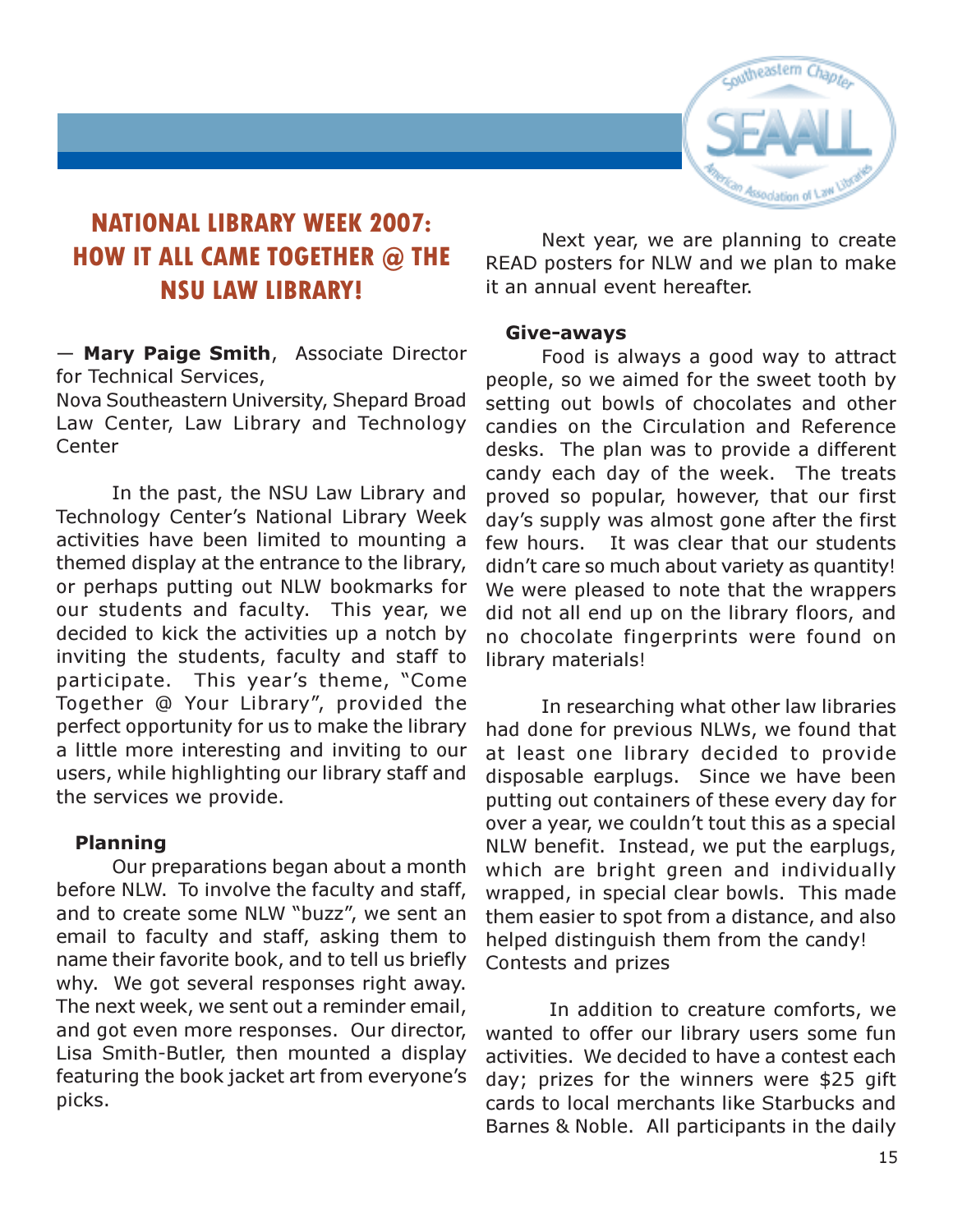# NATIONAL LIBRARY WEEK 2007: HOW IT ALL CAME TOGETHER @ THE NSU LAW LIBRARY!

— **Mary Paige Smith**, Associate Director for Technical Services,
Nova Southeastern University, Shepard Broad Law Center, Law Library and Technology Center

In the past, the NSU Law Library and Technology Center's National Library Week activities have been limited to mounting a themed display at the entrance to the library, or perhaps putting out NLW bookmarks for our students and faculty. This year, we decided to kick the activities up a notch by inviting the students, faculty and staff to participate. This year's theme, "Come Together @ Your Library", provided the perfect opportunity for us to make the library a little more interesting and inviting to our users, while highlighting our library staff and the services we provide.

**Planning**

Our preparations began about a month before NLW. To involve the faculty and staff, and to create some NLW "buzz", we sent an email to faculty and staff, asking them to name their favorite book, and to tell us briefly why. We got several responses right away. The next week, we sent out a reminder email, and got even more responses. Our director, Lisa Smith-Butler, then mounted a display featuring the book jacket art from everyone's picks.

Next year, we are planning to create READ posters for NLW and we plan to make it an annual event hereafter.

**Give-aways**

Food is always a good way to attract people, so we aimed for the sweet tooth by setting out bowls of chocolates and other candies on the Circulation and Reference desks. The plan was to provide a different candy each day of the week. The treats proved so popular, however, that our first day's supply was almost gone after the first few hours. It was clear that our students didn't care so much about variety as quantity! We were pleased to note that the wrappers did not all end up on the library floors, and no chocolate fingerprints were found on library materials!

In researching what other law libraries had done for previous NLWs, we found that at least one library decided to provide disposable earplugs. Since we have been putting out containers of these every day for over a year, we couldn't tout this as a special NLW benefit. Instead, we put the earplugs, which are bright green and individually wrapped, in special clear bowls. This made them easier to spot from a distance, and also helped distinguish them from the candy!

Contests and prizes

In addition to creature comforts, we wanted to offer our library users some fun activities. We decided to have a contest each day; prizes for the winners were $25 gift cards to local merchants like Starbucks and Barnes & Noble. All participants in the daily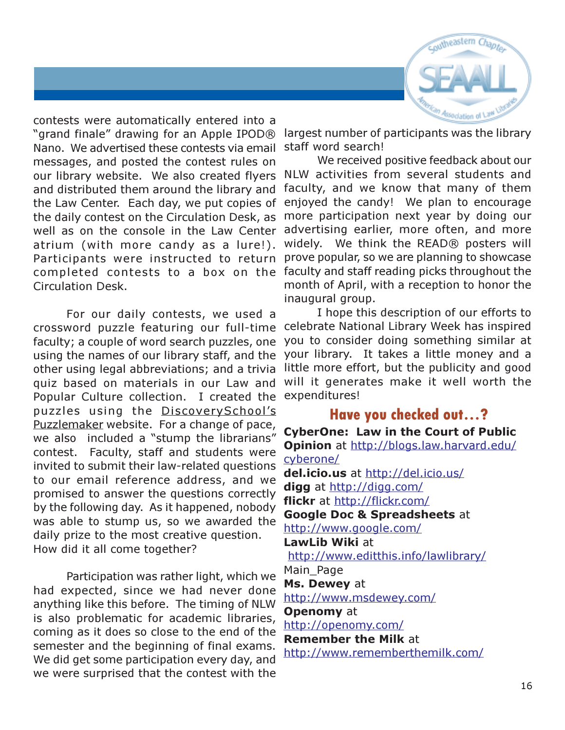contests were automatically entered into a "grand finale" drawing for an Apple IPOD® Nano. We advertised these contests via email messages, and posted the contest rules on our library website. We also created flyers and distributed them around the library and the Law Center. Each day, we put copies of the daily contest on the Circulation Desk, as well as on the console in the Law Center atrium (with more candy as a lure!). Participants were instructed to return completed contests to a box on the Circulation Desk.

For our daily contests, we used a crossword puzzle featuring our full-time faculty; a couple of word search puzzles, one using the names of our library staff, and the other using legal abbreviations; and a trivia quiz based on materials in our Law and Popular Culture collection. I created the puzzles using the DiscoverySchool's Puzzlemaker website. For a change of pace, we also included a "stump the librarians" contest. Faculty, staff and students were invited to submit their law-related questions to our email reference address, and we promised to answer the questions correctly by the following day. As it happened, nobody was able to stump us, so we awarded the daily prize to the most creative question. How did it all come together?

Participation was rather light, which we had expected, since we had never done anything like this before. The timing of NLW is also problematic for academic libraries, coming as it does so close to the end of the semester and the beginning of final exams. We did get some participation every day, and we were surprised that the contest with the largest number of participants was the library staff word search!

We received positive feedback about our NLW activities from several students and faculty, and we know that many of them enjoyed the candy! We plan to encourage more participation next year by doing our advertising earlier, more often, and more widely. We think the READ® posters will prove popular, so we are planning to showcase faculty and staff reading picks throughout the month of April, with a reception to honor the inaugural group.

I hope this description of our efforts to celebrate National Library Week has inspired you to consider doing something similar at your library. It takes a little money and a little more effort, but the publicity and good will it generates make it well worth the expenditures!

## Have you checked out…?

**CyberOne: Law in the Court of Public Opinion** at http://blogs.law.harvard.edu/cyberone/

**del.icio.us** at http://del.icio.us/

**digg** at http://digg.com/

**flickr** at http://flickr.com/

**Google Doc & Spreadsheets** at http://www.google.com/

**LawLib Wiki** at http://www.editthis.info/lawlibrary/Main_Page

**Ms. Dewey** at http://www.msdewey.com/

**Openomy** at http://openomy.com/

**Remember the Milk** at http://www.rememberthemilk.com/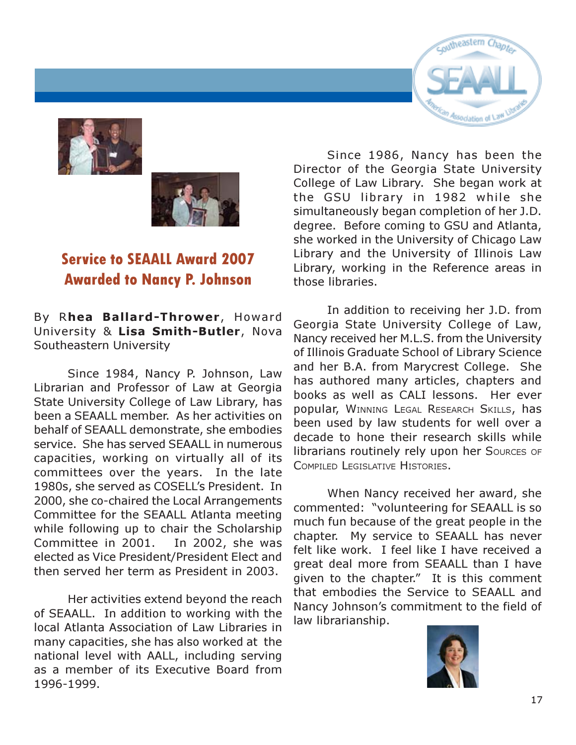## Service to SEAALL Award 2007 Awarded to Nancy P. Johnson

By R**hea Ballard-Thrower**, Howard University & **Lisa Smith-Butler**, Nova Southeastern University

Since 1984, Nancy P. Johnson, Law Librarian and Professor of Law at Georgia State University College of Law Library, has been a SEAALL member. As her activities on behalf of SEAALL demonstrate, she embodies service. She has served SEAALL in numerous capacities, working on virtually all of its committees over the years. In the late 1980s, she served as COSELL's President. In 2000, she co-chaired the Local Arrangements Committee for the SEAALL Atlanta meeting while following up to chair the Scholarship Committee in 2001. In 2002, she was elected as Vice President/President Elect and then served her term as President in 2003.

Her activities extend beyond the reach of SEAALL. In addition to working with the local Atlanta Association of Law Libraries in many capacities, she has also worked at the national level with AALL, including serving as a member of its Executive Board from 1996-1999.

Since 1986, Nancy has been the Director of the Georgia State University College of Law Library. She began work at the GSU library in 1982 while she simultaneously began completion of her J.D. degree. Before coming to GSU and Atlanta, she worked in the University of Chicago Law Library and the University of Illinois Law Library, working in the Reference areas in those libraries.

In addition to receiving her J.D. from Georgia State University College of Law, Nancy received her M.L.S. from the University of Illinois Graduate School of Library Science and her B.A. from Marycrest College. She has authored many articles, chapters and books as well as CALI lessons. Her ever popular, Winning Legal Research Skills, has been used by law students for well over a decade to hone their research skills while librarians routinely rely upon her Sources of Compiled Legislative Histories.

When Nancy received her award, she commented: "volunteering for SEAALL is so much fun because of the great people in the chapter. My service to SEAALL has never felt like work. I feel like I have received a great deal more from SEAALL than I have given to the chapter." It is this comment that embodies the Service to SEAALL and Nancy Johnson's commitment to the field of law librarianship.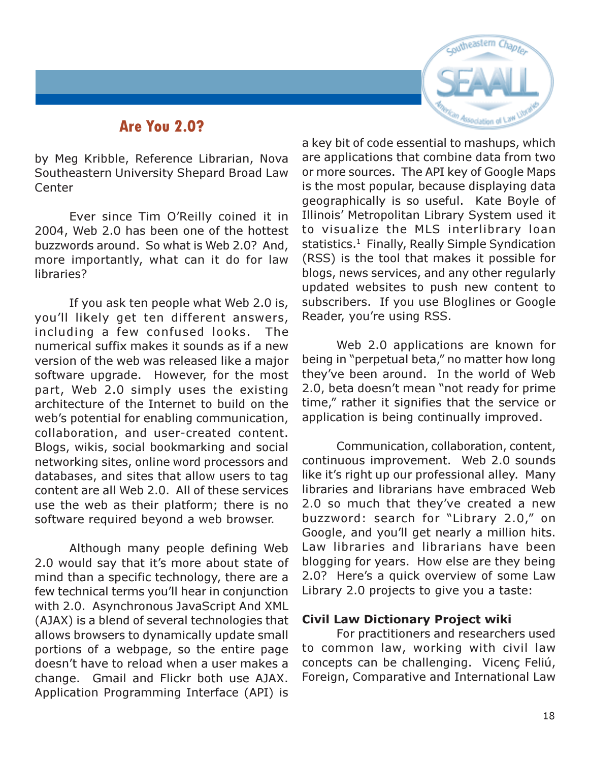## Are You 2.0?

by Meg Kribble, Reference Librarian, Nova Southeastern University Shepard Broad Law Center

Ever since Tim O'Reilly coined it in 2004, Web 2.0 has been one of the hottest buzzwords around. So what is Web 2.0? And, more importantly, what can it do for law libraries?

If you ask ten people what Web 2.0 is, you'll likely get ten different answers, including a few confused looks. The numerical suffix makes it sounds as if a new version of the web was released like a major software upgrade. However, for the most part, Web 2.0 simply uses the existing architecture of the Internet to build on the web's potential for enabling communication, collaboration, and user-created content. Blogs, wikis, social bookmarking and social networking sites, online word processors and databases, and sites that allow users to tag content are all Web 2.0. All of these services use the web as their platform; there is no software required beyond a web browser.

Although many people defining Web 2.0 would say that it's more about state of mind than a specific technology, there are a few technical terms you'll hear in conjunction with 2.0. Asynchronous JavaScript And XML (AJAX) is a blend of several technologies that allows browsers to dynamically update small portions of a webpage, so the entire page doesn't have to reload when a user makes a change. Gmail and Flickr both use AJAX. Application Programming Interface (API) is a key bit of code essential to mashups, which are applications that combine data from two or more sources. The API key of Google Maps is the most popular, because displaying data geographically is so useful. Kate Boyle of Illinois' Metropolitan Library System used it to visualize the MLS interlibrary loan statistics.[1] Finally, Really Simple Syndication (RSS) is the tool that makes it possible for blogs, news services, and any other regularly updated websites to push new content to subscribers. If you use Bloglines or Google Reader, you're using RSS.

Web 2.0 applications are known for being in "perpetual beta," no matter how long they've been around. In the world of Web 2.0, beta doesn't mean "not ready for prime time," rather it signifies that the service or application is being continually improved.

Communication, collaboration, content, continuous improvement. Web 2.0 sounds like it's right up our professional alley. Many libraries and librarians have embraced Web 2.0 so much that they've created a new buzzword: search for "Library 2.0," on Google, and you'll get nearly a million hits. Law libraries and librarians have been blogging for years. How else are they being 2.0? Here's a quick overview of some Law Library 2.0 projects to give you a taste:

**Civil Law Dictionary Project wiki**

For practitioners and researchers used to common law, working with civil law concepts can be challenging. Vicenç Feliú, Foreign, Comparative and International Law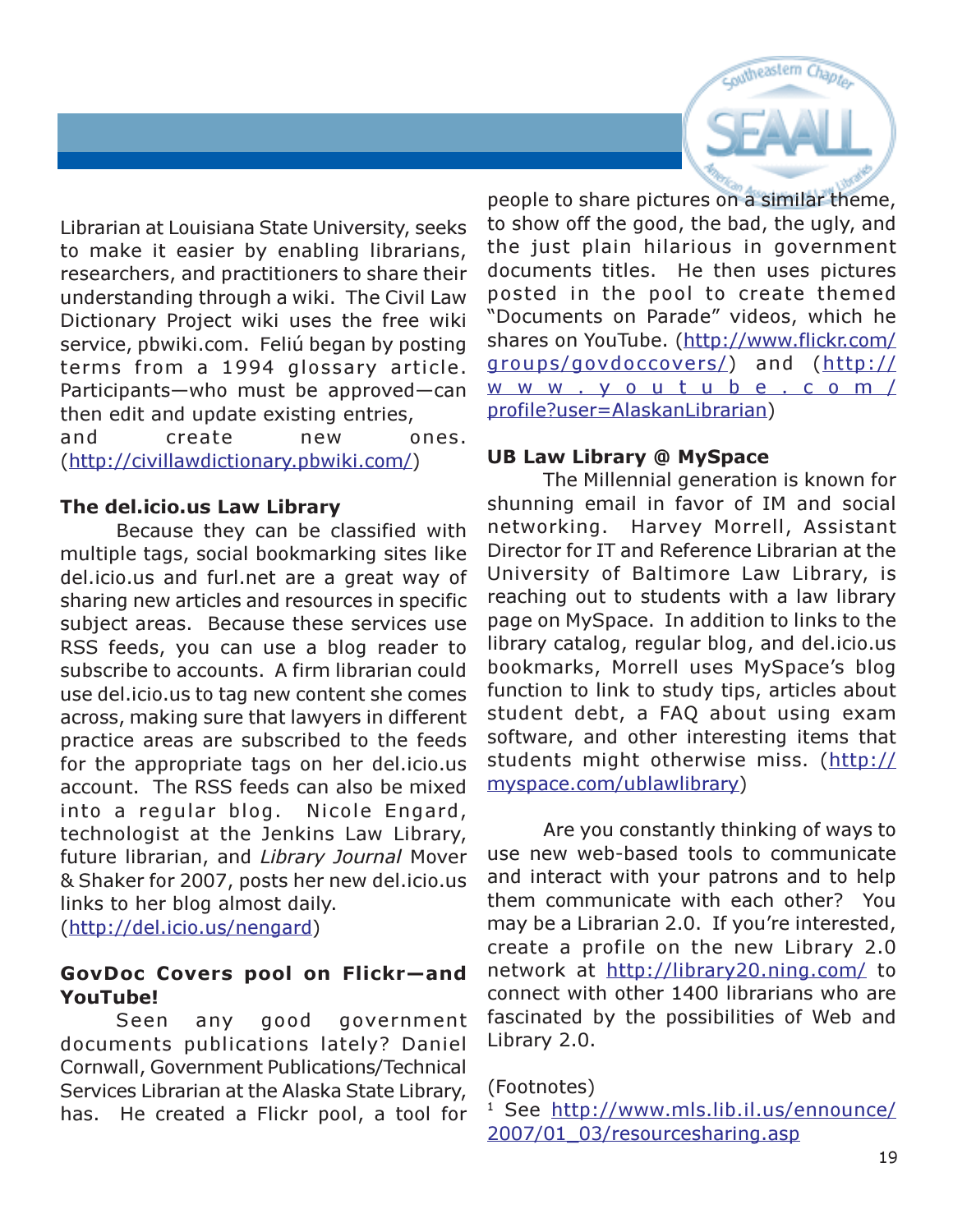Librarian at Louisiana State University, seeks to make it easier by enabling librarians, researchers, and practitioners to share their understanding through a wiki. The Civil Law Dictionary Project wiki uses the free wiki service, pbwiki.com. Feliú began by posting terms from a 1994 glossary article. Participants—who must be approved—can then edit and update existing entries, and create new ones. (http://civillawdictionary.pbwiki.com/)

### The del.icio.us Law Library

Because they can be classified with multiple tags, social bookmarking sites like del.icio.us and furl.net are a great way of sharing new articles and resources in specific subject areas. Because these services use RSS feeds, you can use a blog reader to subscribe to accounts. A firm librarian could use del.icio.us to tag new content she comes across, making sure that lawyers in different practice areas are subscribed to the feeds for the appropriate tags on her del.icio.us account. The RSS feeds can also be mixed into a regular blog. Nicole Engard, technologist at the Jenkins Law Library, future librarian, and *Library Journal* Mover & Shaker for 2007, posts her new del.icio.us links to her blog almost daily. (http://del.icio.us/nengard)

### GovDoc Covers pool on Flickr—and YouTube!

Seen any good government documents publications lately? Daniel Cornwall, Government Publications/Technical Services Librarian at the Alaska State Library, has. He created a Flickr pool, a tool for people to share pictures on a similar theme, to show off the good, the bad, the ugly, and the just plain hilarious in government documents titles. He then uses pictures posted in the pool to create themed "Documents on Parade" videos, which he shares on YouTube. (http://www.flickr.com/groups/govdoccovers/) and (http://www.youtube.com/profile?user=AlaskanLibrarian)

### UB Law Library @ MySpace

The Millennial generation is known for shunning email in favor of IM and social networking. Harvey Morrell, Assistant Director for IT and Reference Librarian at the University of Baltimore Law Library, is reaching out to students with a law library page on MySpace. In addition to links to the library catalog, regular blog, and del.icio.us bookmarks, Morrell uses MySpace's blog function to link to study tips, articles about student debt, a FAQ about using exam software, and other interesting items that students might otherwise miss. (http://myspace.com/ublawlibrary)

Are you constantly thinking of ways to use new web-based tools to communicate and interact with your patrons and to help them communicate with each other? You may be a Librarian 2.0. If you're interested, create a profile on the new Library 2.0 network at http://library20.ning.com/ to connect with other 1400 librarians who are fascinated by the possibilities of Web and Library 2.0.

(Footnotes)

[1] See http://www.mls.lib.il.us/ennounce/2007/01_03/resourcesharing.asp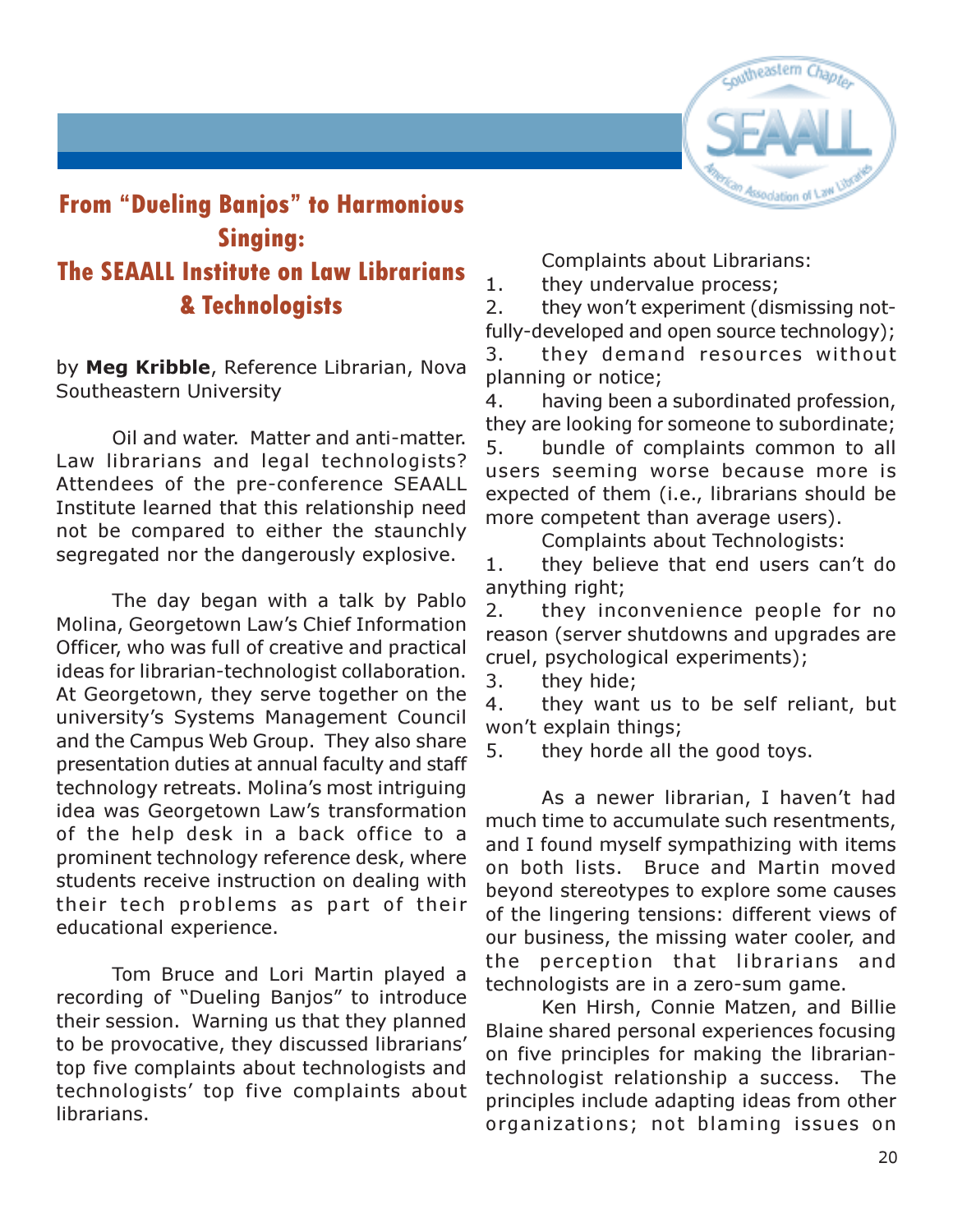# From "Dueling Banjos" to Harmonious Singing: The SEAALL Institute on Law Librarians & Technologists

by **Meg Kribble**, Reference Librarian, Nova Southeastern University

Oil and water. Matter and anti-matter. Law librarians and legal technologists? Attendees of the pre-conference SEAALL Institute learned that this relationship need not be compared to either the staunchly segregated nor the dangerously explosive.

The day began with a talk by Pablo Molina, Georgetown Law's Chief Information Officer, who was full of creative and practical ideas for librarian-technologist collaboration. At Georgetown, they serve together on the university's Systems Management Council and the Campus Web Group. They also share presentation duties at annual faculty and staff technology retreats. Molina's most intriguing idea was Georgetown Law's transformation of the help desk in a back office to a prominent technology reference desk, where students receive instruction on dealing with their tech problems as part of their educational experience.

Tom Bruce and Lori Martin played a recording of "Dueling Banjos" to introduce their session. Warning us that they planned to be provocative, they discussed librarians' top five complaints about technologists and technologists' top five complaints about librarians.

Complaints about Librarians:

1. they undervalue process;
2. they won't experiment (dismissing not-fully-developed and open source technology);
3. they demand resources without planning or notice;
4. having been a subordinated profession, they are looking for someone to subordinate;
5. bundle of complaints common to all users seeming worse because more is expected of them (i.e., librarians should be more competent than average users).

Complaints about Technologists:

1. they believe that end users can't do anything right;
2. they inconvenience people for no reason (server shutdowns and upgrades are cruel, psychological experiments);
3. they hide;
4. they want us to be self reliant, but won't explain things;
5. they horde all the good toys.

As a newer librarian, I haven't had much time to accumulate such resentments, and I found myself sympathizing with items on both lists. Bruce and Martin moved beyond stereotypes to explore some causes of the lingering tensions: different views of our business, the missing water cooler, and the perception that librarians and technologists are in a zero-sum game.

Ken Hirsh, Connie Matzen, and Billie Blaine shared personal experiences focusing on five principles for making the librarian-technologist relationship a success. The principles include adapting ideas from other organizations; not blaming issues on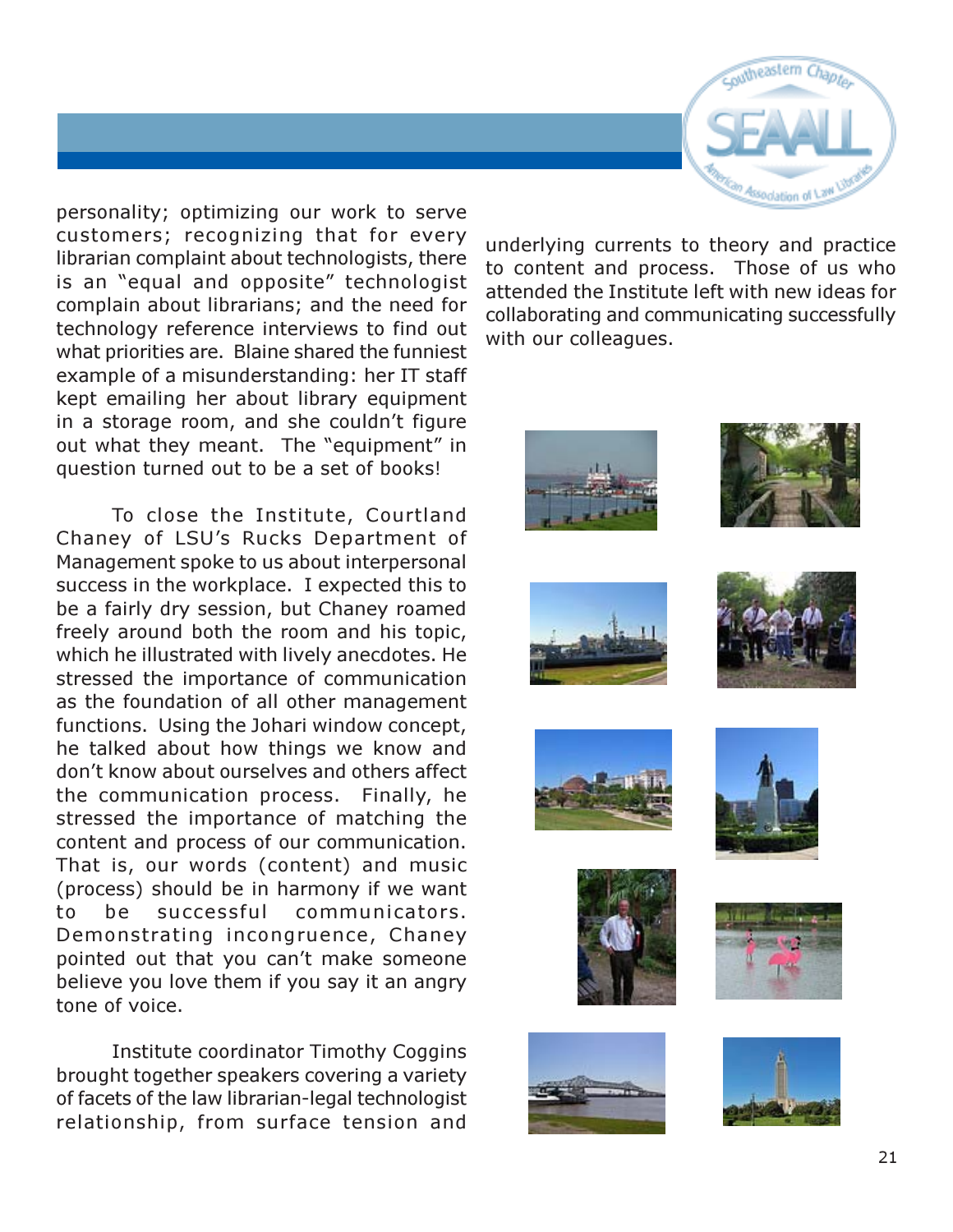personality; optimizing our work to serve customers; recognizing that for every librarian complaint about technologists, there is an "equal and opposite" technologist complain about librarians; and the need for technology reference interviews to find out what priorities are. Blaine shared the funniest example of a misunderstanding: her IT staff kept emailing her about library equipment in a storage room, and she couldn't figure out what they meant. The "equipment" in question turned out to be a set of books!

To close the Institute, Courtland Chaney of LSU's Rucks Department of Management spoke to us about interpersonal success in the workplace. I expected this to be a fairly dry session, but Chaney roamed freely around both the room and his topic, which he illustrated with lively anecdotes. He stressed the importance of communication as the foundation of all other management functions. Using the Johari window concept, he talked about how things we know and don't know about ourselves and others affect the communication process. Finally, he stressed the importance of matching the content and process of our communication. That is, our words (content) and music (process) should be in harmony if we want to be successful communicators. Demonstrating incongruence, Chaney pointed out that you can't make someone believe you love them if you say it an angry tone of voice.

Institute coordinator Timothy Coggins brought together speakers covering a variety of facets of the law librarian-legal technologist relationship, from surface tension and underlying currents to theory and practice to content and process. Those of us who attended the Institute left with new ideas for collaborating and communicating successfully with our colleagues.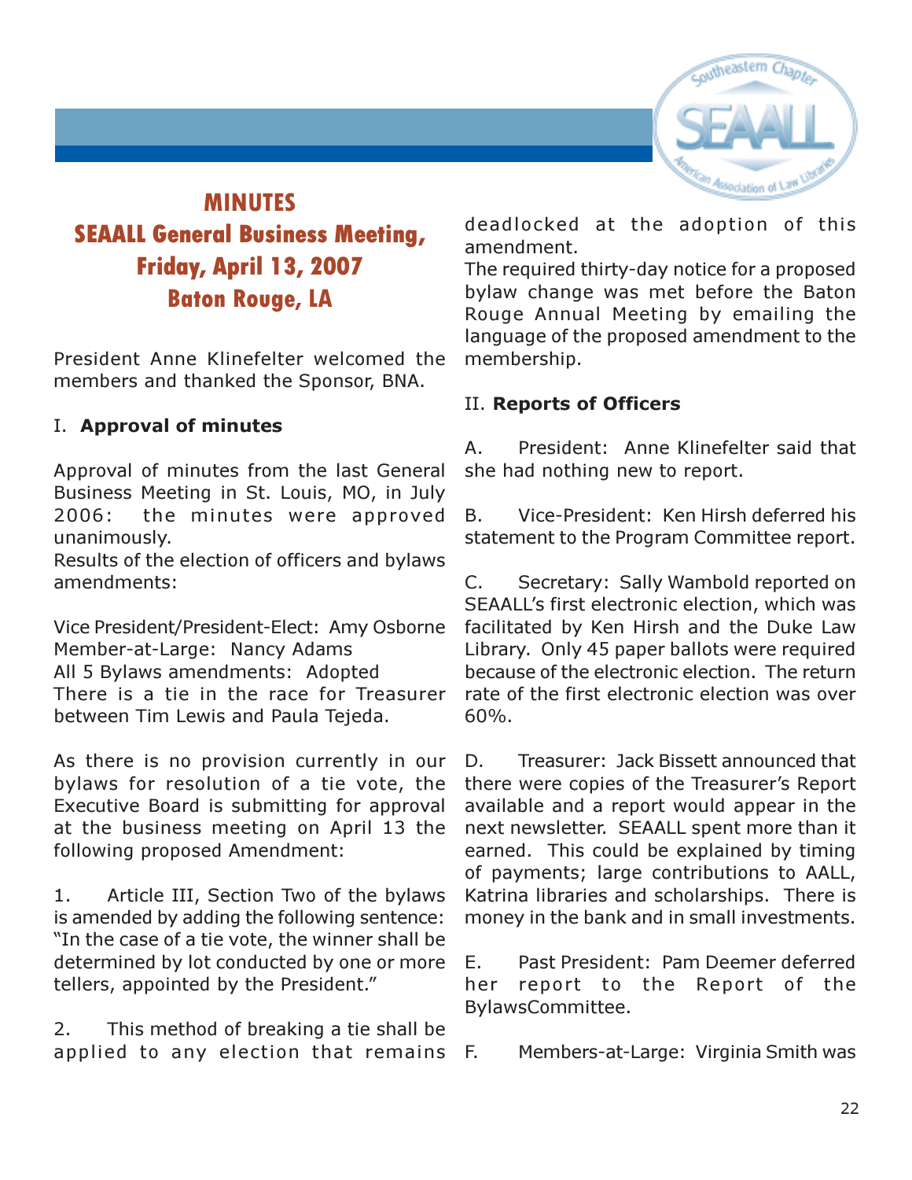# MINUTES
# SEAALL General Business Meeting, Friday, April 13, 2007
# Baton Rouge, LA

President Anne Klinefelter welcomed the members and thanked the Sponsor, BNA.

I. **Approval of minutes**

Approval of minutes from the last General Business Meeting in St. Louis, MO, in July 2006: the minutes were approved unanimously.

Results of the election of officers and bylaws amendments:

Vice President/President-Elect: Amy Osborne
Member-at-Large: Nancy Adams
All 5 Bylaws amendments: Adopted
There is a tie in the race for Treasurer between Tim Lewis and Paula Tejeda.

As there is no provision currently in our bylaws for resolution of a tie vote, the Executive Board is submitting for approval at the business meeting on April 13 the following proposed Amendment:

1. Article III, Section Two of the bylaws is amended by adding the following sentence: "In the case of a tie vote, the winner shall be determined by lot conducted by one or more tellers, appointed by the President."

2. This method of breaking a tie shall be applied to any election that remains deadlocked at the adoption of this amendment.

The required thirty-day notice for a proposed bylaw change was met before the Baton Rouge Annual Meeting by emailing the language of the proposed amendment to the membership.

II. **Reports of Officers**

A. President: Anne Klinefelter said that she had nothing new to report.

B. Vice-President: Ken Hirsh deferred his statement to the Program Committee report.

C. Secretary: Sally Wambold reported on SEAALL's first electronic election, which was facilitated by Ken Hirsh and the Duke Law Library. Only 45 paper ballots were required because of the electronic election. The return rate of the first electronic election was over 60%.

D. Treasurer: Jack Bissett announced that there were copies of the Treasurer's Report available and a report would appear in the next newsletter. SEAALL spent more than it earned. This could be explained by timing of payments; large contributions to AALL, Katrina libraries and scholarships. There is money in the bank and in small investments.

E. Past President: Pam Deemer deferred her report to the Report of the BylawsCommittee.

F. Members-at-Large: Virginia Smith was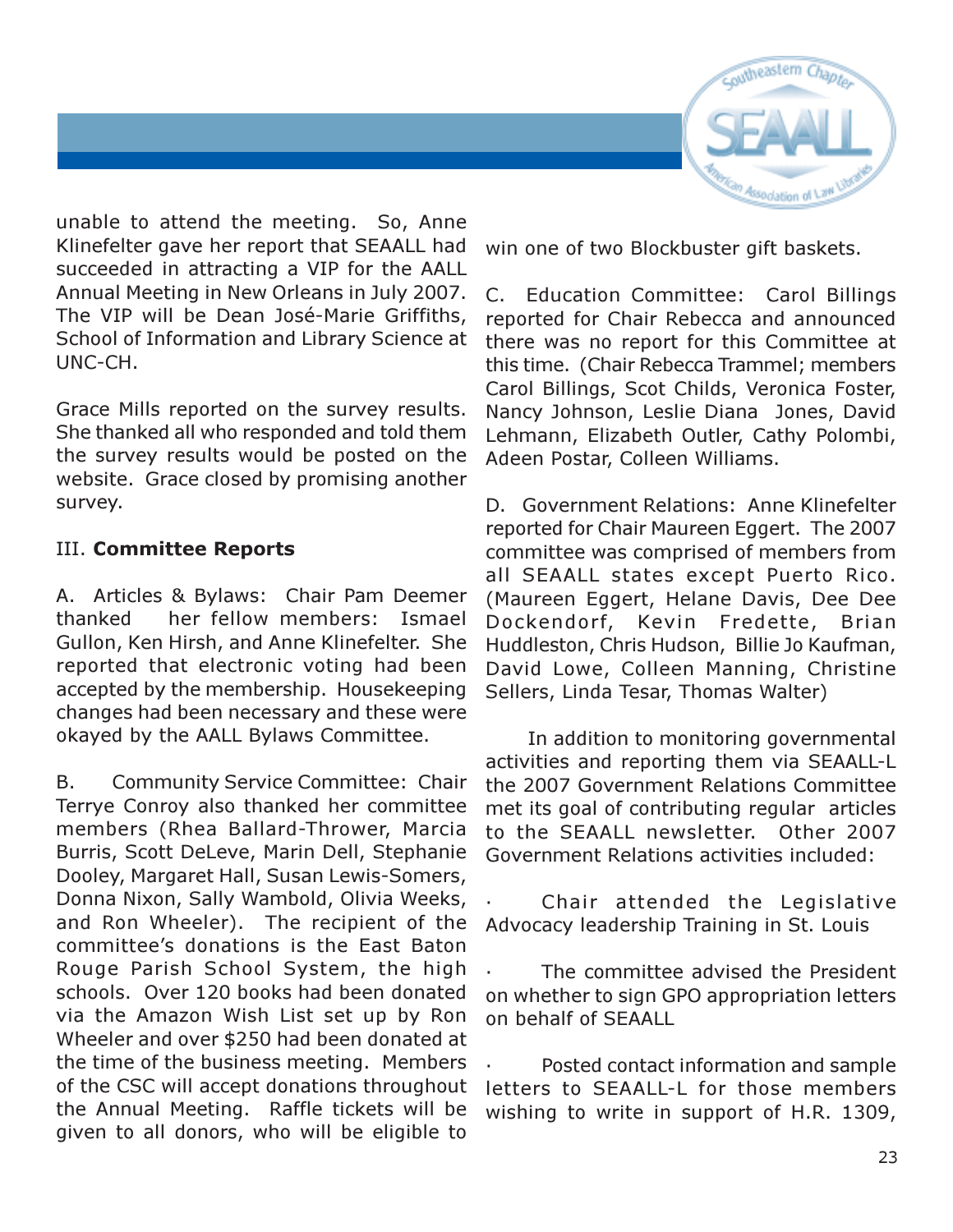unable to attend the meeting. So, Anne Klinefelter gave her report that SEAALL had succeeded in attracting a VIP for the AALL Annual Meeting in New Orleans in July 2007. The VIP will be Dean José-Marie Griffiths, School of Information and Library Science at UNC-CH.

Grace Mills reported on the survey results. She thanked all who responded and told them the survey results would be posted on the website. Grace closed by promising another survey.

III. **Committee Reports**

A. Articles & Bylaws: Chair Pam Deemer thanked her fellow members: Ismael Gullon, Ken Hirsh, and Anne Klinefelter. She reported that electronic voting had been accepted by the membership. Housekeeping changes had been necessary and these were okayed by the AALL Bylaws Committee.

B. Community Service Committee: Chair Terrye Conroy also thanked her committee members (Rhea Ballard-Thrower, Marcia Burris, Scott DeLeve, Marin Dell, Stephanie Dooley, Margaret Hall, Susan Lewis-Somers, Donna Nixon, Sally Wambold, Olivia Weeks, and Ron Wheeler). The recipient of the committee's donations is the East Baton Rouge Parish School System, the high schools. Over 120 books had been donated via the Amazon Wish List set up by Ron Wheeler and over $250 had been donated at the time of the business meeting. Members of the CSC will accept donations throughout the Annual Meeting. Raffle tickets will be given to all donors, who will be eligible to win one of two Blockbuster gift baskets.

C. Education Committee: Carol Billings reported for Chair Rebecca and announced there was no report for this Committee at this time. (Chair Rebecca Trammel; members Carol Billings, Scot Childs, Veronica Foster, Nancy Johnson, Leslie Diana Jones, David Lehmann, Elizabeth Outler, Cathy Polombi, Adeen Postar, Colleen Williams.

D. Government Relations: Anne Klinefelter reported for Chair Maureen Eggert. The 2007 committee was comprised of members from all SEAALL states except Puerto Rico. (Maureen Eggert, Helane Davis, Dee Dee Dockendorf, Kevin Fredette, Brian Huddleston, Chris Hudson, Billie Jo Kaufman, David Lowe, Colleen Manning, Christine Sellers, Linda Tesar, Thomas Walter)

In addition to monitoring governmental activities and reporting them via SEAALL-L the 2007 Government Relations Committee met its goal of contributing regular articles to the SEAALL newsletter. Other 2007 Government Relations activities included:

- Chair attended the Legislative Advocacy leadership Training in St. Louis
- The committee advised the President on whether to sign GPO appropriation letters on behalf of SEAALL
- Posted contact information and sample letters to SEAALL-L for those members wishing to write in support of H.R. 1309,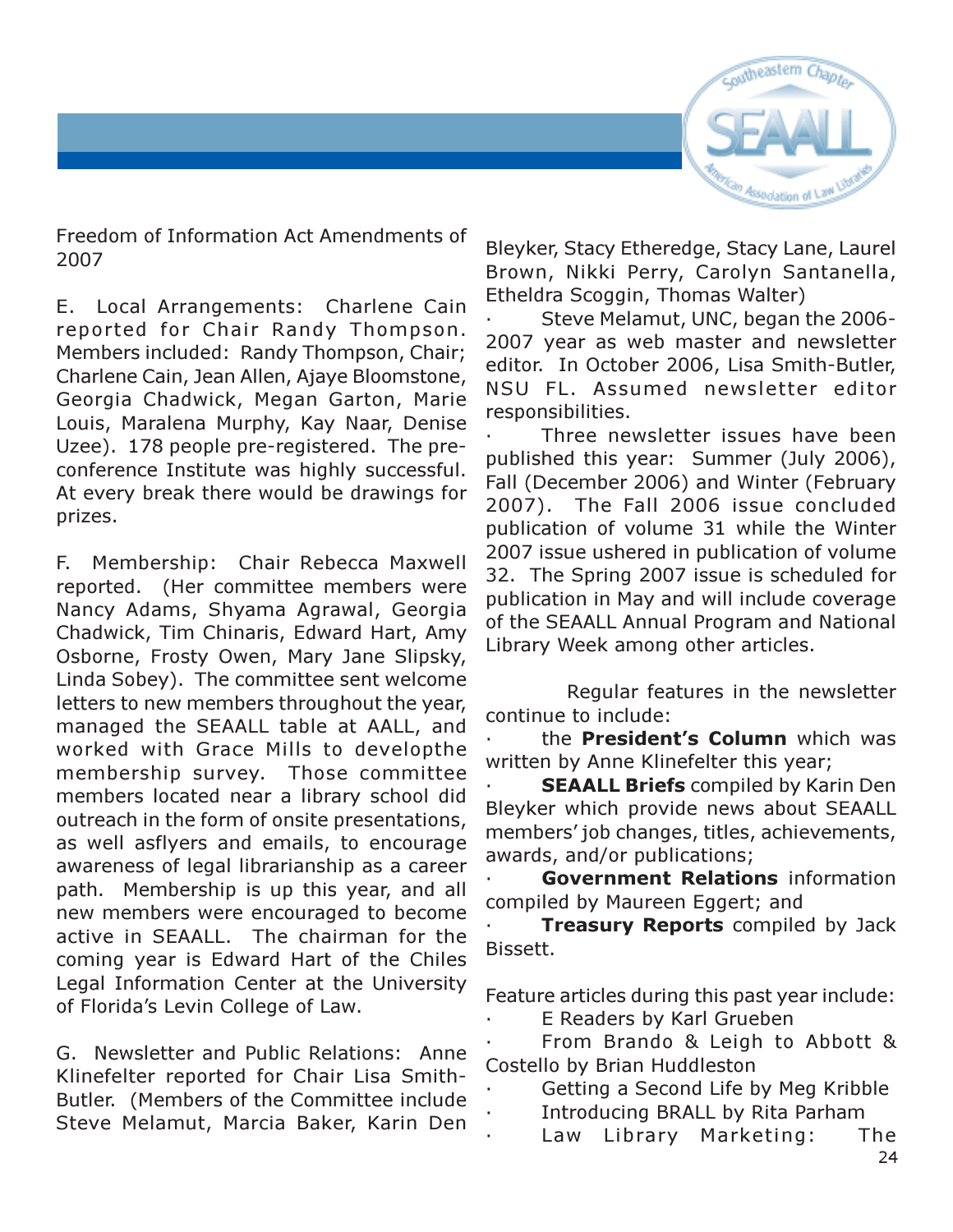Freedom of Information Act Amendments of 2007

E. Local Arrangements: Charlene Cain reported for Chair Randy Thompson. Members included: Randy Thompson, Chair; Charlene Cain, Jean Allen, Ajaye Bloomstone, Georgia Chadwick, Megan Garton, Marie Louis, Maralena Murphy, Kay Naar, Denise Uzee). 178 people pre-registered. The pre-conference Institute was highly successful. At every break there would be drawings for prizes.

F. Membership: Chair Rebecca Maxwell reported. (Her committee members were Nancy Adams, Shyama Agrawal, Georgia Chadwick, Tim Chinaris, Edward Hart, Amy Osborne, Frosty Owen, Mary Jane Slipsky, Linda Sobey). The committee sent welcome letters to new members throughout the year, managed the SEAALL table at AALL, and worked with Grace Mills to developthe membership survey. Those committee members located near a library school did outreach in the form of onsite presentations, as well asflyers and emails, to encourage awareness of legal librarianship as a career path. Membership is up this year, and all new members were encouraged to become active in SEAALL. The chairman for the coming year is Edward Hart of the Chiles Legal Information Center at the University of Florida's Levin College of Law.

G. Newsletter and Public Relations: Anne Klinefelter reported for Chair Lisa Smith-Butler. (Members of the Committee include Steve Melamut, Marcia Baker, Karin Den Bleyker, Stacy Etheredge, Stacy Lane, Laurel Brown, Nikki Perry, Carolyn Santanella, Etheldra Scoggin, Thomas Walter)

- Steve Melamut, UNC, began the 2006-2007 year as web master and newsletter editor. In October 2006, Lisa Smith-Butler, NSU FL. Assumed newsletter editor responsibilities.
- Three newsletter issues have been published this year: Summer (July 2006), Fall (December 2006) and Winter (February 2007). The Fall 2006 issue concluded publication of volume 31 while the Winter 2007 issue ushered in publication of volume 32. The Spring 2007 issue is scheduled for publication in May and will include coverage of the SEAALL Annual Program and National Library Week among other articles.

Regular features in the newsletter continue to include:

- the **President's Column** which was written by Anne Klinefelter this year;
- **SEAALL Briefs** compiled by Karin Den Bleyker which provide news about SEAALL members' job changes, titles, achievements, awards, and/or publications;
- **Government Relations** information compiled by Maureen Eggert; and
- **Treasury Reports** compiled by Jack Bissett.

Feature articles during this past year include:

- E Readers by Karl Grueben
- From Brando & Leigh to Abbott & Costello by Brian Huddleston
- Getting a Second Life by Meg Kribble
- Introducing BRALL by Rita Parham
- Law Library Marketing: The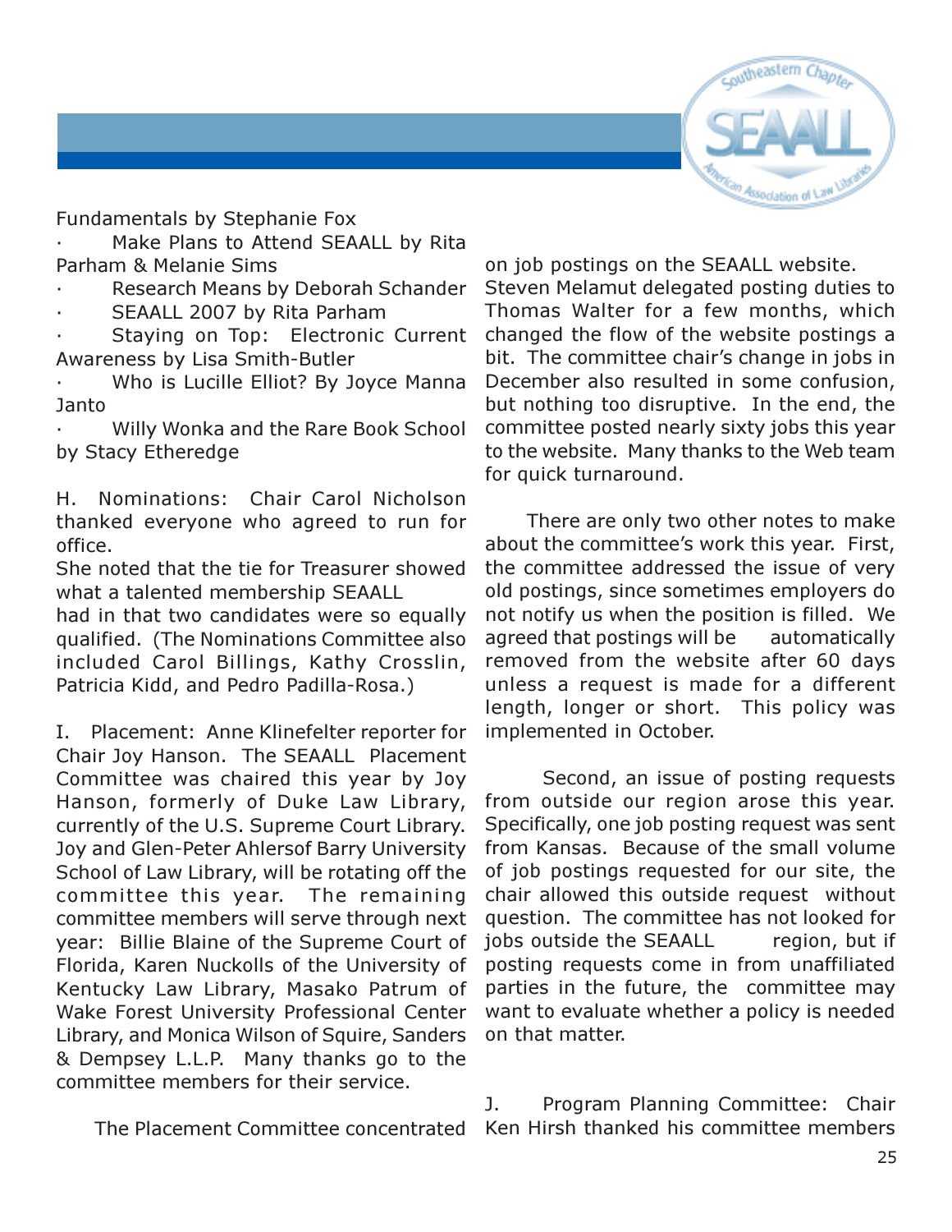Fundamentals by Stephanie Fox

- Make Plans to Attend SEAALL by Rita Parham & Melanie Sims
- Research Means by Deborah Schander
- SEAALL 2007 by Rita Parham
- Staying on Top: Electronic Current Awareness by Lisa Smith-Butler
- Who is Lucille Elliot? By Joyce Manna Janto
- Willy Wonka and the Rare Book School by Stacy Etheredge

H. Nominations: Chair Carol Nicholson thanked everyone who agreed to run for office.
She noted that the tie for Treasurer showed what a talented membership SEAALL had in that two candidates were so equally qualified. (The Nominations Committee also included Carol Billings, Kathy Crosslin, Patricia Kidd, and Pedro Padilla-Rosa.)

I. Placement: Anne Klinefelter reporter for Chair Joy Hanson. The SEAALL Placement Committee was chaired this year by Joy Hanson, formerly of Duke Law Library, currently of the U.S. Supreme Court Library. Joy and Glen-Peter Ahlersof Barry University School of Law Library, will be rotating off the committee this year. The remaining committee members will serve through next year: Billie Blaine of the Supreme Court of Florida, Karen Nuckolls of the University of Kentucky Law Library, Masako Patrum of Wake Forest University Professional Center Library, and Monica Wilson of Squire, Sanders & Dempsey L.L.P. Many thanks go to the committee members for their service.

The Placement Committee concentrated on job postings on the SEAALL website. Steven Melamut delegated posting duties to Thomas Walter for a few months, which changed the flow of the website postings a bit. The committee chair's change in jobs in December also resulted in some confusion, but nothing too disruptive. In the end, the committee posted nearly sixty jobs this year to the website. Many thanks to the Web team for quick turnaround.

There are only two other notes to make about the committee's work this year. First, the committee addressed the issue of very old postings, since sometimes employers do not notify us when the position is filled. We agreed that postings will be automatically removed from the website after 60 days unless a request is made for a different length, longer or short. This policy was implemented in October.

Second, an issue of posting requests from outside our region arose this year. Specifically, one job posting request was sent from Kansas. Because of the small volume of job postings requested for our site, the chair allowed this outside request without question. The committee has not looked for jobs outside the SEAALL region, but if posting requests come in from unaffiliated parties in the future, the committee may want to evaluate whether a policy is needed on that matter.

J. Program Planning Committee: Chair Ken Hirsh thanked his committee members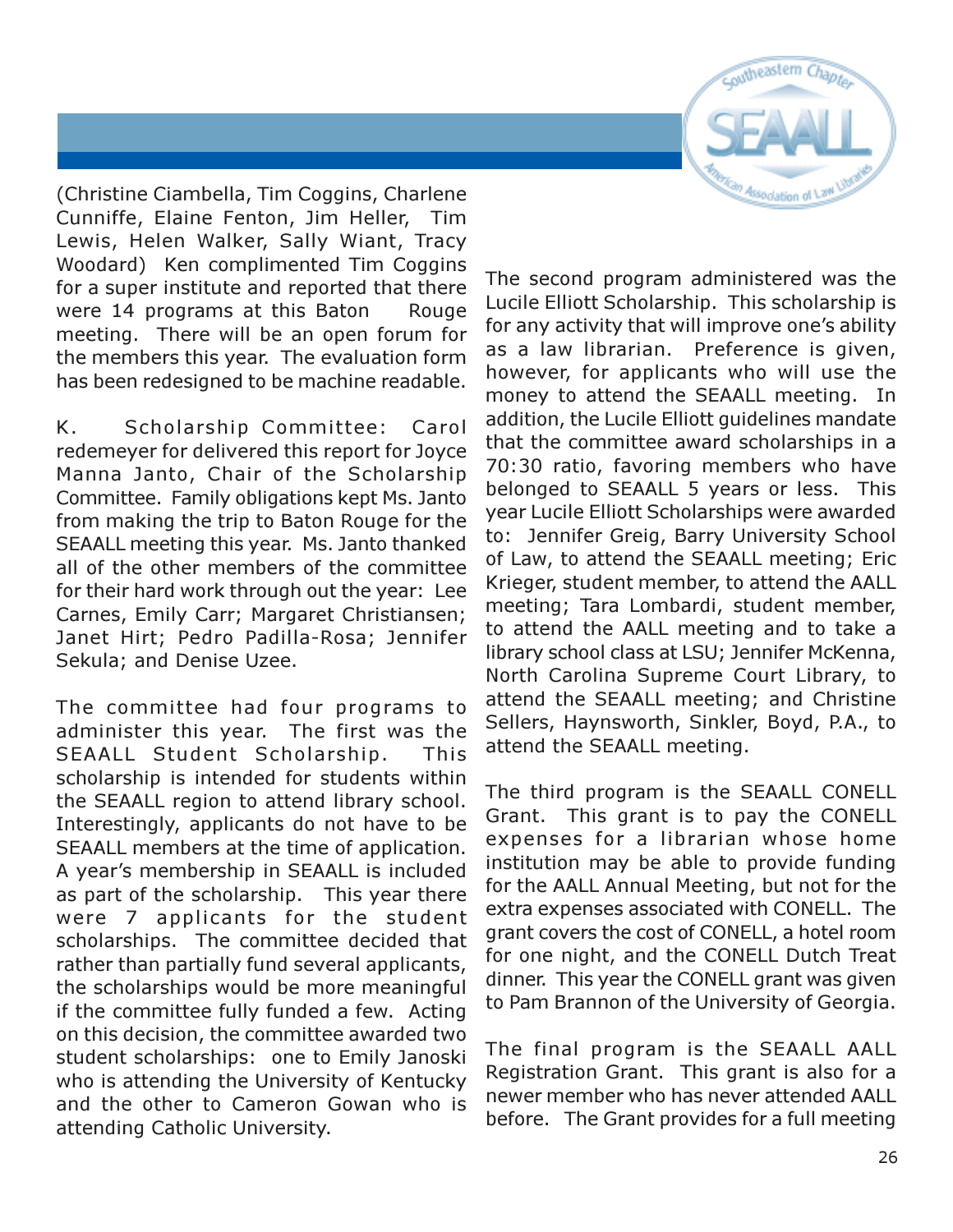(Christine Ciambella, Tim Coggins, Charlene Cunniffe, Elaine Fenton, Jim Heller, Tim Lewis, Helen Walker, Sally Wiant, Tracy Woodard) Ken complimented Tim Coggins for a super institute and reported that there were 14 programs at this Baton Rouge meeting. There will be an open forum for the members this year. The evaluation form has been redesigned to be machine readable.

K. Scholarship Committee: Carol redemeyer for delivered this report for Joyce Manna Janto, Chair of the Scholarship Committee. Family obligations kept Ms. Janto from making the trip to Baton Rouge for the SEAALL meeting this year. Ms. Janto thanked all of the other members of the committee for their hard work through out the year: Lee Carnes, Emily Carr; Margaret Christiansen; Janet Hirt; Pedro Padilla-Rosa; Jennifer Sekula; and Denise Uzee.

The committee had four programs to administer this year. The first was the SEAALL Student Scholarship. This scholarship is intended for students within the SEAALL region to attend library school. Interestingly, applicants do not have to be SEAALL members at the time of application. A year's membership in SEAALL is included as part of the scholarship. This year there were 7 applicants for the student scholarships. The committee decided that rather than partially fund several applicants, the scholarships would be more meaningful if the committee fully funded a few. Acting on this decision, the committee awarded two student scholarships: one to Emily Janoski who is attending the University of Kentucky and the other to Cameron Gowan who is attending Catholic University.

The second program administered was the Lucile Elliott Scholarship. This scholarship is for any activity that will improve one's ability as a law librarian. Preference is given, however, for applicants who will use the money to attend the SEAALL meeting. In addition, the Lucile Elliott guidelines mandate that the committee award scholarships in a 70:30 ratio, favoring members who have belonged to SEAALL 5 years or less. This year Lucile Elliott Scholarships were awarded to: Jennifer Greig, Barry University School of Law, to attend the SEAALL meeting; Eric Krieger, student member, to attend the AALL meeting; Tara Lombardi, student member, to attend the AALL meeting and to take a library school class at LSU; Jennifer McKenna, North Carolina Supreme Court Library, to attend the SEAALL meeting; and Christine Sellers, Haynsworth, Sinkler, Boyd, P.A., to attend the SEAALL meeting.

The third program is the SEAALL CONELL Grant. This grant is to pay the CONELL expenses for a librarian whose home institution may be able to provide funding for the AALL Annual Meeting, but not for the extra expenses associated with CONELL. The grant covers the cost of CONELL, a hotel room for one night, and the CONELL Dutch Treat dinner. This year the CONELL grant was given to Pam Brannon of the University of Georgia.

The final program is the SEAALL AALL Registration Grant. This grant is also for a newer member who has never attended AALL before. The Grant provides for a full meeting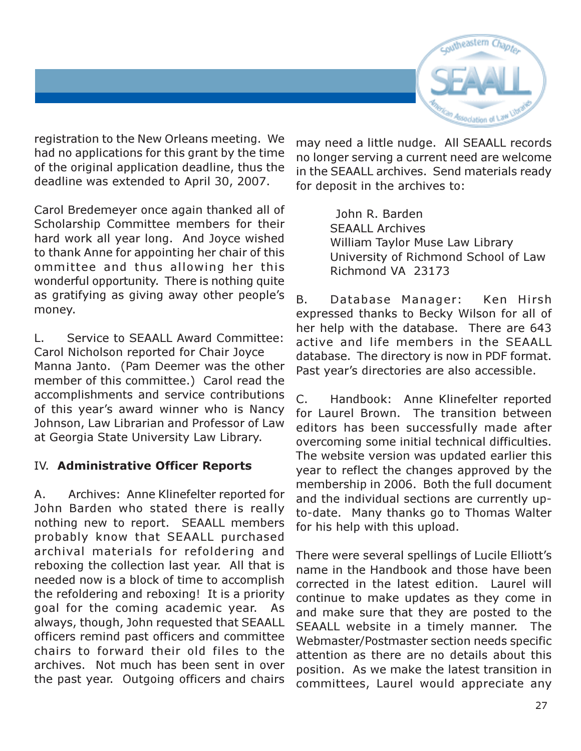registration to the New Orleans meeting. We had no applications for this grant by the time of the original application deadline, thus the deadline was extended to April 30, 2007.

Carol Bredemeyer once again thanked all of Scholarship Committee members for their hard work all year long. And Joyce wished to thank Anne for appointing her chair of this ommittee and thus allowing her this wonderful opportunity. There is nothing quite as gratifying as giving away other people's money.

L. Service to SEAALL Award Committee: Carol Nicholson reported for Chair Joyce Manna Janto. (Pam Deemer was the other member of this committee.) Carol read the accomplishments and service contributions of this year's award winner who is Nancy Johnson, Law Librarian and Professor of Law at Georgia State University Law Library.

## IV. **Administrative Officer Reports**

A. Archives: Anne Klinefelter reported for John Barden who stated there is really nothing new to report. SEAALL members probably know that SEAALL purchased archival materials for refoldering and reboxing the collection last year. All that is needed now is a block of time to accomplish the refoldering and reboxing! It is a priority goal for the coming academic year. As always, though, John requested that SEAALL officers remind past officers and committee chairs to forward their old files to the archives. Not much has been sent in over the past year. Outgoing officers and chairs may need a little nudge. All SEAALL records no longer serving a current need are welcome in the SEAALL archives. Send materials ready for deposit in the archives to:

> John R. Barden
> SEAALL Archives
> William Taylor Muse Law Library
> University of Richmond School of Law
> Richmond VA 23173

B. Database Manager: Ken Hirsh expressed thanks to Becky Wilson for all of her help with the database. There are 643 active and life members in the SEAALL database. The directory is now in PDF format. Past year's directories are also accessible.

C. Handbook: Anne Klinefelter reported for Laurel Brown. The transition between editors has been successfully made after overcoming some initial technical difficulties. The website version was updated earlier this year to reflect the changes approved by the membership in 2006. Both the full document and the individual sections are currently up-to-date. Many thanks go to Thomas Walter for his help with this upload.

There were several spellings of Lucile Elliott's name in the Handbook and those have been corrected in the latest edition. Laurel will continue to make updates as they come in and make sure that they are posted to the SEAALL website in a timely manner. The Webmaster/Postmaster section needs specific attention as there are no details about this position. As we make the latest transition in committees, Laurel would appreciate any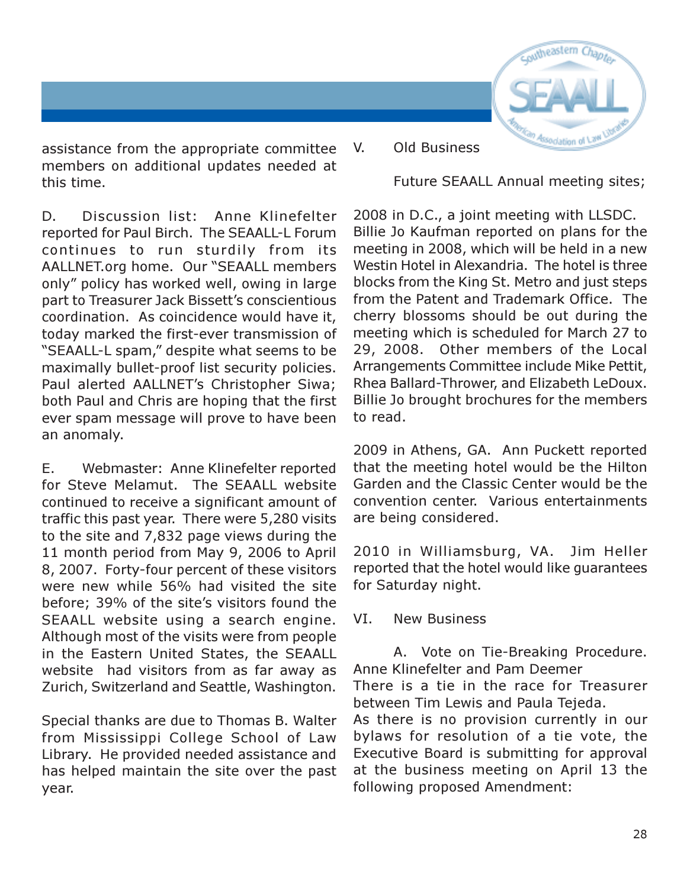assistance from the appropriate committee members on additional updates needed at this time.

D. Discussion list: Anne Klinefelter reported for Paul Birch. The SEAALL-L Forum continues to run sturdily from its AALLNET.org home. Our "SEAALL members only" policy has worked well, owing in large part to Treasurer Jack Bissett's conscientious coordination. As coincidence would have it, today marked the first-ever transmission of "SEAALL-L spam," despite what seems to be maximally bullet-proof list security policies. Paul alerted AALLNET's Christopher Siwa; both Paul and Chris are hoping that the first ever spam message will prove to have been an anomaly.

E. Webmaster: Anne Klinefelter reported for Steve Melamut. The SEAALL website continued to receive a significant amount of traffic this past year. There were 5,280 visits to the site and 7,832 page views during the 11 month period from May 9, 2006 to April 8, 2007. Forty-four percent of these visitors were new while 56% had visited the site before; 39% of the site's visitors found the SEAALL website using a search engine. Although most of the visits were from people in the Eastern United States, the SEAALL website had visitors from as far away as Zurich, Switzerland and Seattle, Washington.

Special thanks are due to Thomas B. Walter from Mississippi College School of Law Library. He provided needed assistance and has helped maintain the site over the past year.

V. Old Business

Future SEAALL Annual meeting sites;

2008 in D.C., a joint meeting with LLSDC. Billie Jo Kaufman reported on plans for the meeting in 2008, which will be held in a new Westin Hotel in Alexandria. The hotel is three blocks from the King St. Metro and just steps from the Patent and Trademark Office. The cherry blossoms should be out during the meeting which is scheduled for March 27 to 29, 2008. Other members of the Local Arrangements Committee include Mike Pettit, Rhea Ballard-Thrower, and Elizabeth LeDoux. Billie Jo brought brochures for the members to read.

2009 in Athens, GA. Ann Puckett reported that the meeting hotel would be the Hilton Garden and the Classic Center would be the convention center. Various entertainments are being considered.

2010 in Williamsburg, VA. Jim Heller reported that the hotel would like guarantees for Saturday night.

VI. New Business

A. Vote on Tie-Breaking Procedure. Anne Klinefelter and Pam Deemer

There is a tie in the race for Treasurer between Tim Lewis and Paula Tejeda.

As there is no provision currently in our bylaws for resolution of a tie vote, the Executive Board is submitting for approval at the business meeting on April 13 the following proposed Amendment: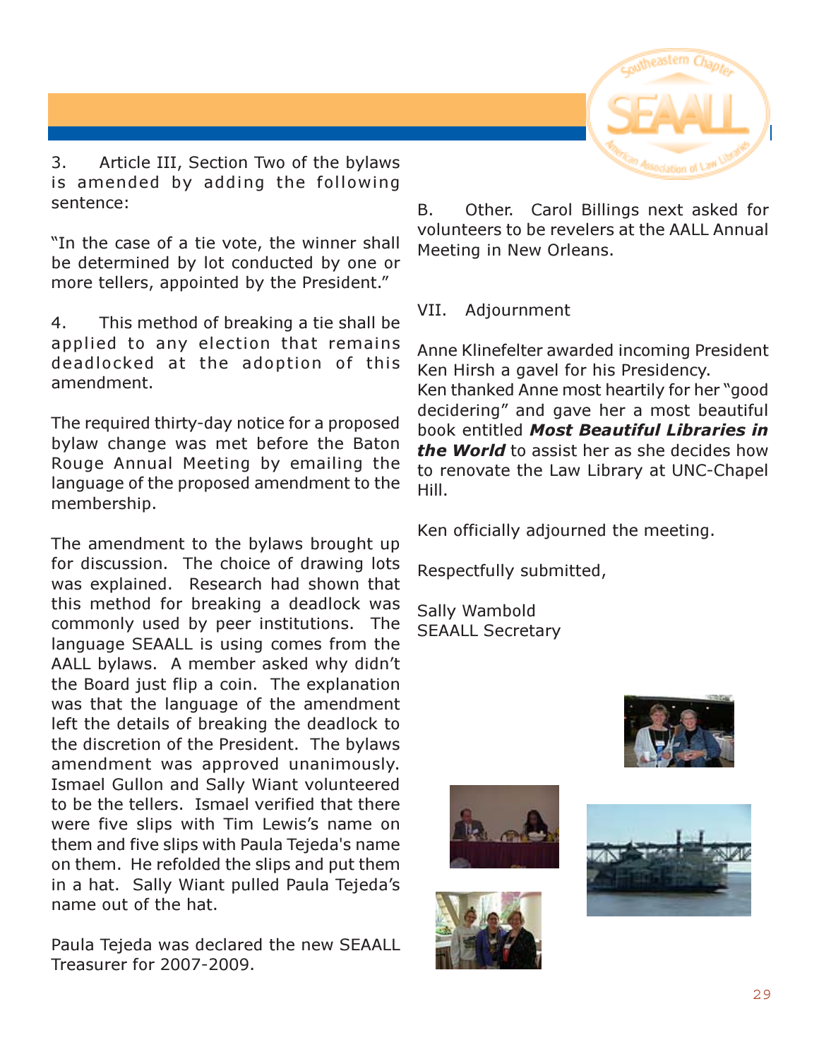3. Article III, Section Two of the bylaws is amended by adding the following sentence:

"In the case of a tie vote, the winner shall be determined by lot conducted by one or more tellers, appointed by the President."

4. This method of breaking a tie shall be applied to any election that remains deadlocked at the adoption of this amendment.

The required thirty-day notice for a proposed bylaw change was met before the Baton Rouge Annual Meeting by emailing the language of the proposed amendment to the membership.

The amendment to the bylaws brought up for discussion. The choice of drawing lots was explained. Research had shown that this method for breaking a deadlock was commonly used by peer institutions. The language SEAALL is using comes from the AALL bylaws. A member asked why didn't the Board just flip a coin. The explanation was that the language of the amendment left the details of breaking the deadlock to the discretion of the President. The bylaws amendment was approved unanimously. Ismael Gullon and Sally Wiant volunteered to be the tellers. Ismael verified that there were five slips with Tim Lewis's name on them and five slips with Paula Tejeda's name on them. He refolded the slips and put them in a hat. Sally Wiant pulled Paula Tejeda's name out of the hat.

Paula Tejeda was declared the new SEAALL Treasurer for 2007-2009.

B. Other. Carol Billings next asked for volunteers to be revelers at the AALL Annual Meeting in New Orleans.

VII. Adjournment

Anne Klinefelter awarded incoming President Ken Hirsh a gavel for his Presidency.
Ken thanked Anne most heartily for her "good decidering" and gave her a most beautiful book entitled ***Most Beautiful Libraries in the World*** to assist her as she decides how to renovate the Law Library at UNC-Chapel Hill.

Ken officially adjourned the meeting.

Respectfully submitted,

Sally Wambold
SEAALL Secretary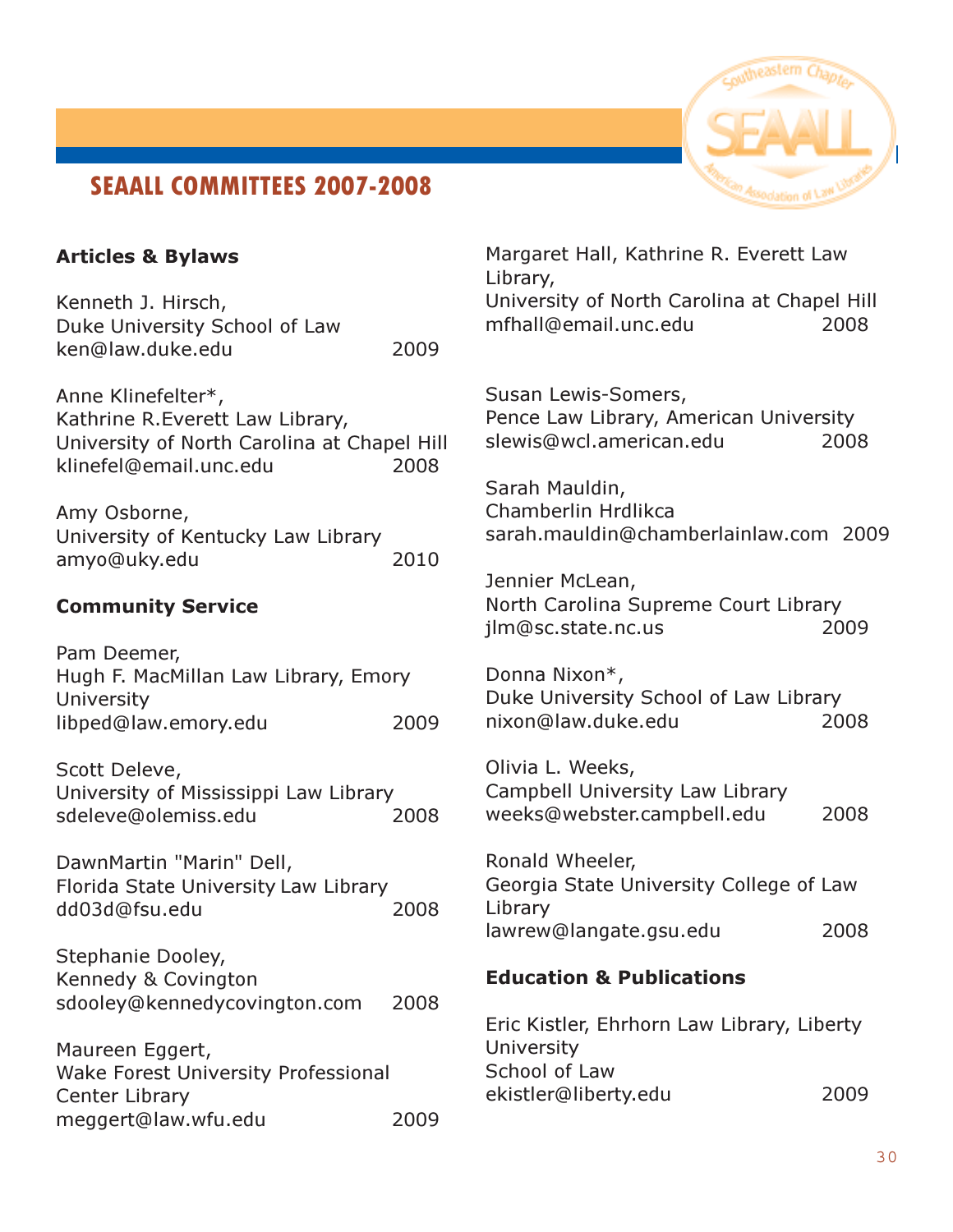# SEAALL COMMITTEES 2007-2008

**Articles & Bylaws**

Kenneth J. Hirsch,
Duke University School of Law
ken@law.duke.edu 2009

Anne Klinefelter*,
Kathrine R.Everett Law Library,
University of North Carolina at Chapel Hill
klinefel@email.unc.edu 2008

Amy Osborne,
University of Kentucky Law Library
amyo@uky.edu 2010

**Community Service**

Pam Deemer,
Hugh F. MacMillan Law Library, Emory University
libped@law.emory.edu 2009

Scott Deleve,
University of Mississippi Law Library
sdeleve@olemiss.edu 2008

DawnMartin "Marin" Dell,
Florida State University Law Library
dd03d@fsu.edu 2008

Stephanie Dooley,
Kennedy & Covington
sdooley@kennedycovington.com 2008

Maureen Eggert,
Wake Forest University Professional Center Library
meggert@law.wfu.edu 2009

Margaret Hall, Kathrine R. Everett Law Library,
University of North Carolina at Chapel Hill
mfhall@email.unc.edu 2008

Susan Lewis-Somers,
Pence Law Library, American University
slewis@wcl.american.edu 2008

Sarah Mauldin,
Chamberlin Hrdlikca
sarah.mauldin@chamberlainlaw.com 2009

Jennier McLean,
North Carolina Supreme Court Library
jlm@sc.state.nc.us 2009

Donna Nixon*,
Duke University School of Law Library
nixon@law.duke.edu 2008

Olivia L. Weeks,
Campbell University Law Library
weeks@webster.campbell.edu 2008

Ronald Wheeler,
Georgia State University College of Law Library
lawrew@langate.gsu.edu 2008

**Education & Publications**

Eric Kistler, Ehrhorn Law Library, Liberty University
School of Law
ekistler@liberty.edu 2009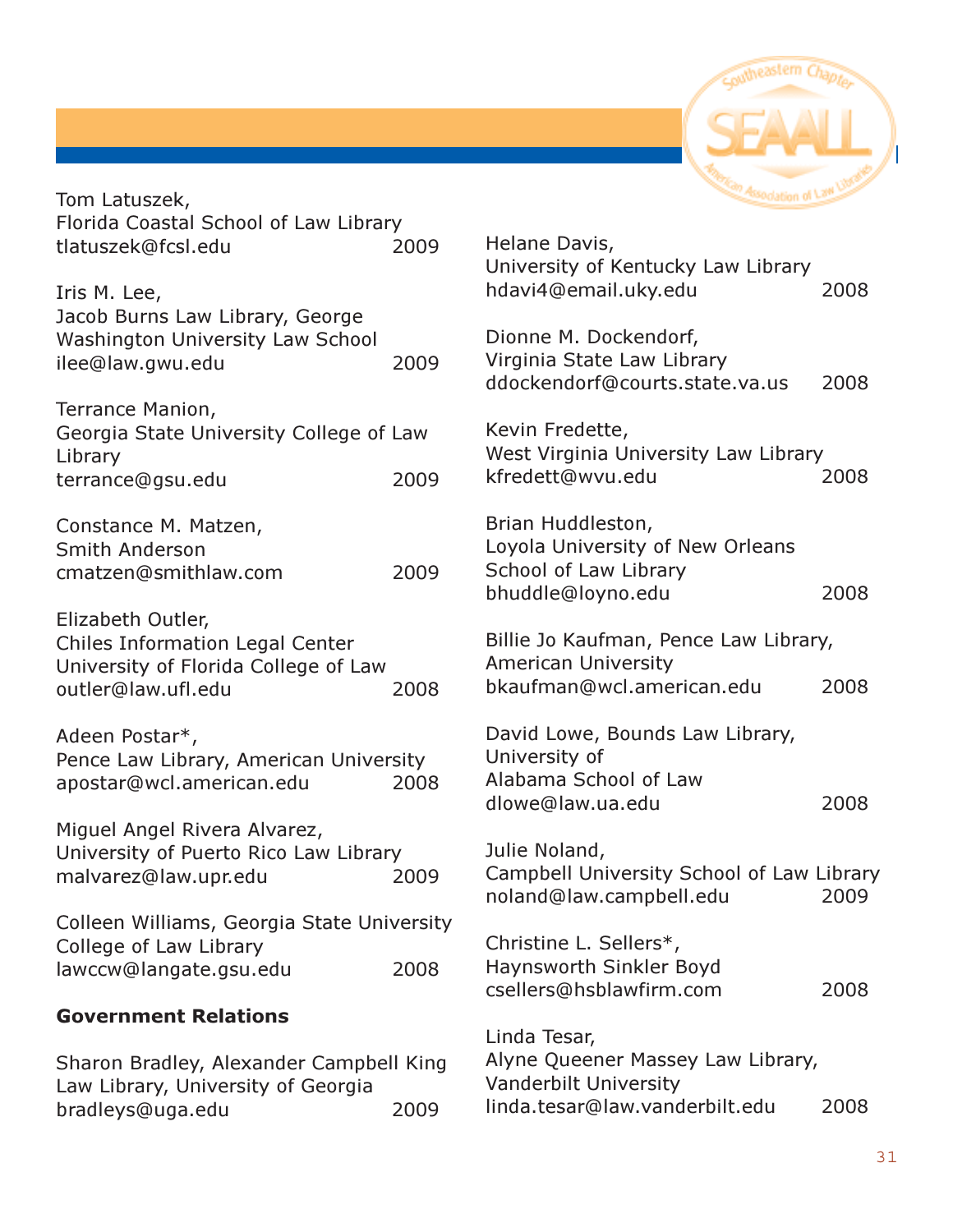Tom Latuszek,
Florida Coastal School of Law Library
tlatuszek@fcsl.edu 2009

Iris M. Lee,
Jacob Burns Law Library, George Washington University Law School
ilee@law.gwu.edu 2009

Terrance Manion,
Georgia State University College of Law Library
terrance@gsu.edu 2009

Constance M. Matzen,
Smith Anderson
cmatzen@smithlaw.com 2009

Elizabeth Outler,
Chiles Information Legal Center
University of Florida College of Law
outler@law.ufl.edu 2008

Adeen Postar*,
Pence Law Library, American University
apostar@wcl.american.edu 2008

Miguel Angel Rivera Alvarez,
University of Puerto Rico Law Library
malvarez@law.upr.edu 2009

Colleen Williams, Georgia State University College of Law Library
lawccw@langate.gsu.edu 2008

**Government Relations**

Sharon Bradley, Alexander Campbell King Law Library, University of Georgia
bradleys@uga.edu 2009

Helane Davis,
University of Kentucky Law Library
hdavi4@email.uky.edu 2008

Dionne M. Dockendorf,
Virginia State Law Library
ddockendorf@courts.state.va.us 2008

Kevin Fredette,
West Virginia University Law Library
kfredett@wvu.edu 2008

Brian Huddleston,
Loyola University of New Orleans School of Law Library
bhuddle@loyno.edu 2008

Billie Jo Kaufman, Pence Law Library, American University
bkaufman@wcl.american.edu 2008

David Lowe, Bounds Law Library, University of Alabama School of Law
dlowe@law.ua.edu 2008

Julie Noland,
Campbell University School of Law Library
noland@law.campbell.edu 2009

Christine L. Sellers*,
Haynsworth Sinkler Boyd
csellers@hsblawfirm.com 2008

Linda Tesar,
Alyne Queener Massey Law Library, Vanderbilt University
linda.tesar@law.vanderbilt.edu 2008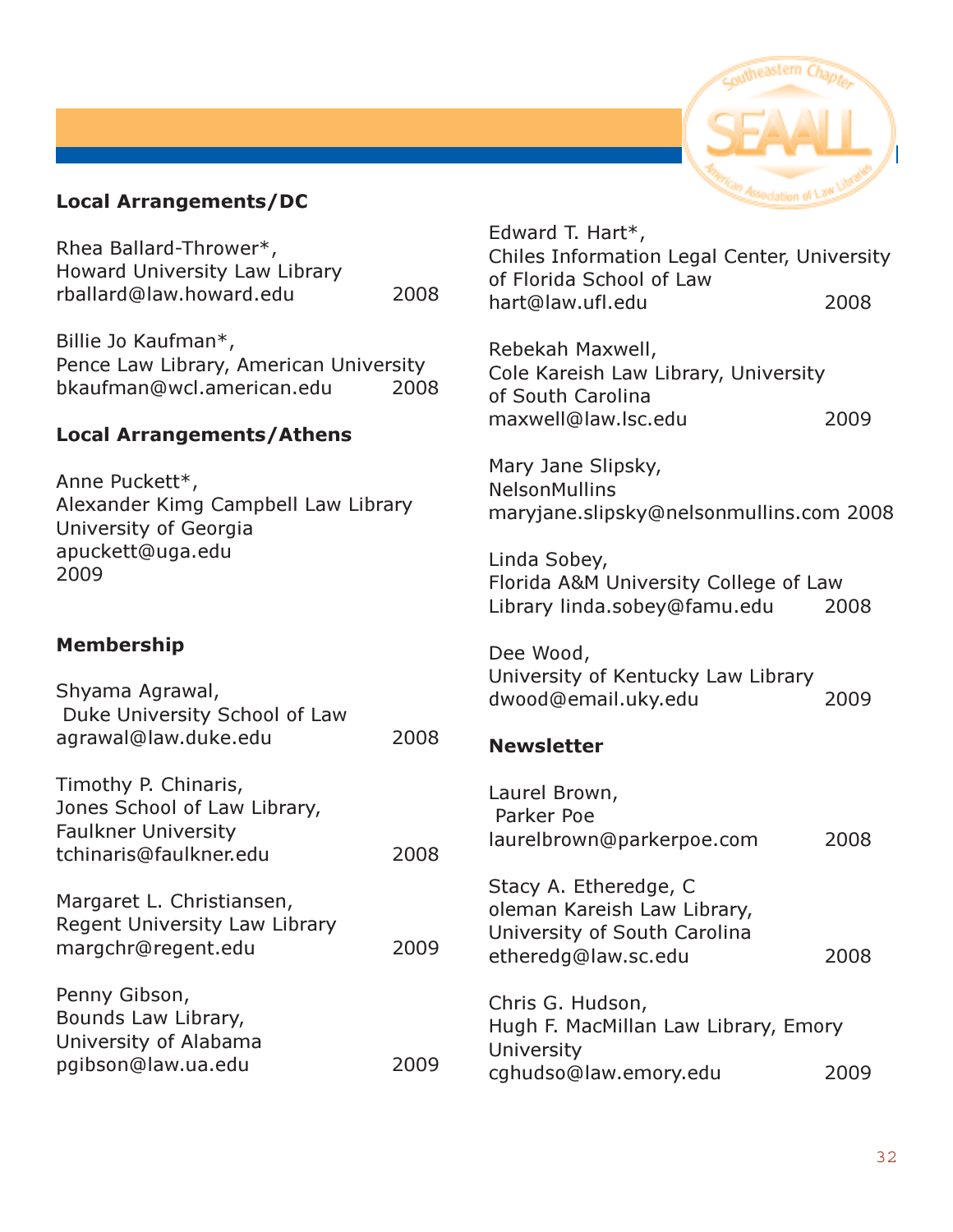### Local Arrangements/DC

Rhea Ballard-Thrower*,
Howard University Law Library
rballard@law.howard.edu 2008

Billie Jo Kaufman*,
Pence Law Library, American University
bkaufman@wcl.american.edu 2008

### Local Arrangements/Athens

Anne Puckett*,
Alexander Kimg Campbell Law Library
University of Georgia
apuckett@uga.edu
2009

### Membership

Shyama Agrawal,
Duke University School of Law
agrawal@law.duke.edu 2008

Timothy P. Chinaris,
Jones School of Law Library,
Faulkner University
tchinaris@faulkner.edu 2008

Margaret L. Christiansen,
Regent University Law Library
margchr@regent.edu 2009

Penny Gibson,
Bounds Law Library,
University of Alabama
pgibson@law.ua.edu 2009

Edward T. Hart*,
Chiles Information Legal Center, University of Florida School of Law
hart@law.ufl.edu 2008

Rebekah Maxwell,
Cole Kareish Law Library, University of South Carolina
maxwell@law.lsc.edu 2009

Mary Jane Slipsky,
NelsonMullins
maryjane.slipsky@nelsonmullins.com 2008

Linda Sobey,
Florida A&M University College of Law Library linda.sobey@famu.edu 2008

Dee Wood,
University of Kentucky Law Library
dwood@email.uky.edu 2009

### Newsletter

Laurel Brown,
Parker Poe
laurelbrown@parkerpoe.com 2008

Stacy A. Etheredge, C
oleman Kareish Law Library,
University of South Carolina
etheredg@law.sc.edu 2008

Chris G. Hudson,
Hugh F. MacMillan Law Library, Emory University
cghudso@law.emory.edu 2009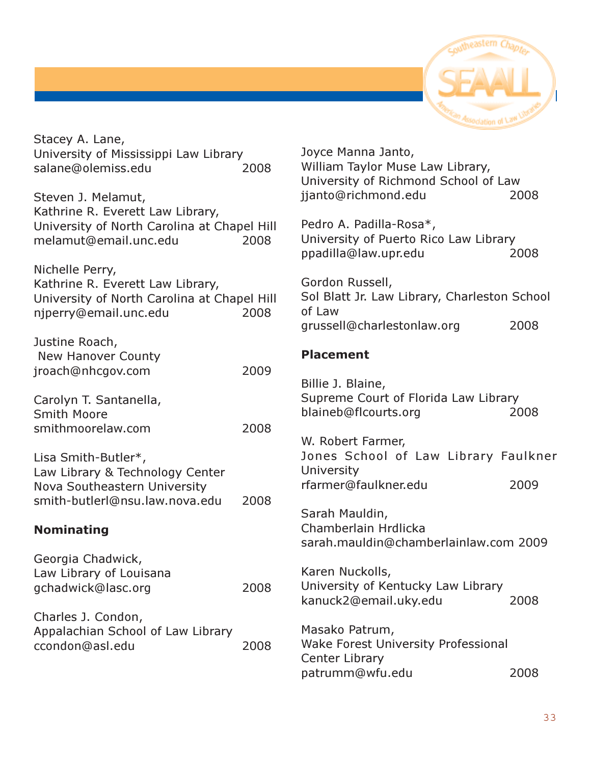Stacey A. Lane,
University of Mississippi Law Library
salane@olemiss.edu 2008

Steven J. Melamut,
Kathrine R. Everett Law Library,
University of North Carolina at Chapel Hill
melamut@email.unc.edu 2008

Nichelle Perry,
Kathrine R. Everett Law Library,
University of North Carolina at Chapel Hill
njperry@email.unc.edu 2008

Justine Roach,
New Hanover County
jroach@nhcgov.com 2009

Carolyn T. Santanella,
Smith Moore
smithmoorelaw.com 2008

Lisa Smith-Butler*,
Law Library & Technology Center
Nova Southeastern University
smith-butlerl@nsu.law.nova.edu 2008

**Nominating**

Georgia Chadwick,
Law Library of Louisana
gchadwick@lasc.org 2008

Charles J. Condon,
Appalachian School of Law Library
ccondon@asl.edu 2008

Joyce Manna Janto,
William Taylor Muse Law Library,
University of Richmond School of Law
jjanto@richmond.edu 2008

Pedro A. Padilla-Rosa*,
University of Puerto Rico Law Library
ppadilla@law.upr.edu 2008

Gordon Russell,
Sol Blatt Jr. Law Library, Charleston School of Law
grussell@charlestonlaw.org 2008

**Placement**

Billie J. Blaine,
Supreme Court of Florida Law Library
blaineb@flcourts.org 2008

W. Robert Farmer,
Jones School of Law Library Faulkner University
rfarmer@faulkner.edu 2009

Sarah Mauldin,
Chamberlain Hrdlicka
sarah.mauldin@chamberlainlaw.com 2009

Karen Nuckolls,
University of Kentucky Law Library
kanuck2@email.uky.edu 2008

Masako Patrum,
Wake Forest University Professional Center Library
patrumm@wfu.edu 2008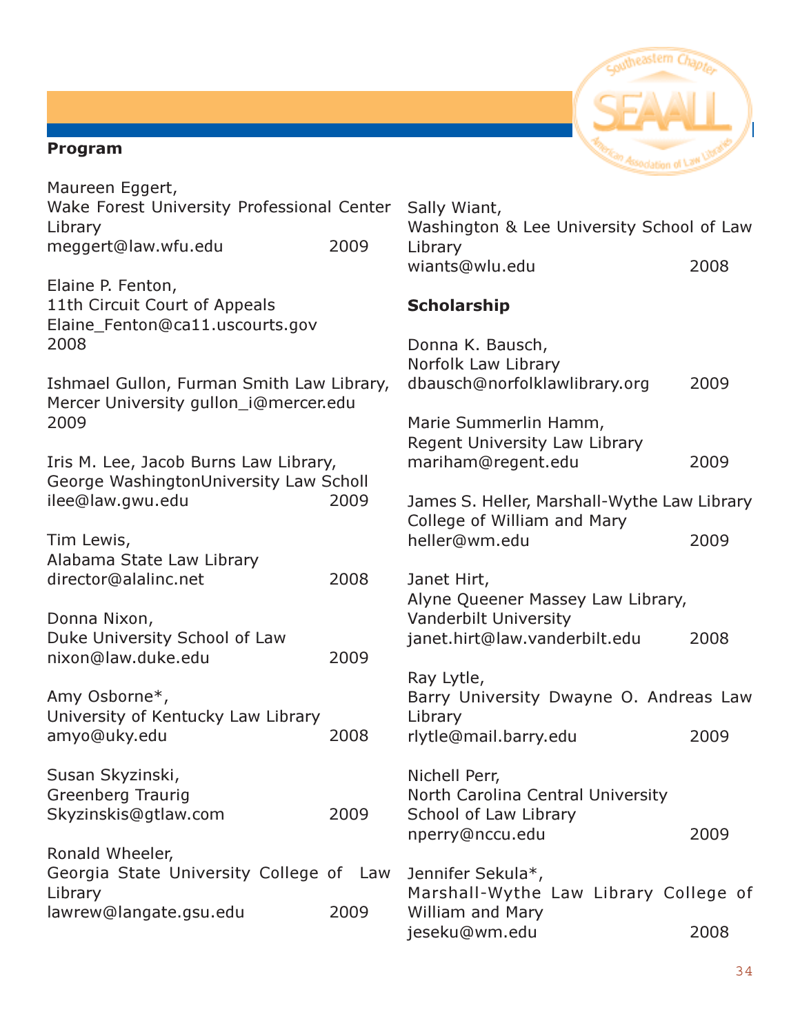**Program**

Maureen Eggert,
Wake Forest University Professional Center Library
meggert@law.wfu.edu 2009

Elaine P. Fenton,
11th Circuit Court of Appeals
Elaine_Fenton@ca11.uscourts.gov
2008

Ishmael Gullon, Furman Smith Law Library, Mercer University gullon_i@mercer.edu
2009

Iris M. Lee, Jacob Burns Law Library, George WashingtonUniversity Law Scholl
ilee@law.gwu.edu 2009

Tim Lewis,
Alabama State Law Library
director@alalinc.net 2008

Donna Nixon,
Duke University School of Law
nixon@law.duke.edu 2009

Amy Osborne*,
University of Kentucky Law Library
amyo@uky.edu 2008

Susan Skyzinski,
Greenberg Traurig
Skyzinskis@gtlaw.com 2009

Ronald Wheeler,
Georgia State University College of Law Library
lawrew@langate.gsu.edu 2009

Sally Wiant,
Washington & Lee University School of Law Library
wiants@wlu.edu 2008

**Scholarship**

Donna K. Bausch,
Norfolk Law Library
dbausch@norfolklawlibrary.org 2009

Marie Summerlin Hamm,
Regent University Law Library
mariham@regent.edu 2009

James S. Heller, Marshall-Wythe Law Library College of William and Mary
heller@wm.edu 2009

Janet Hirt,
Alyne Queener Massey Law Library, Vanderbilt University
janet.hirt@law.vanderbilt.edu 2008

Ray Lytle,
Barry University Dwayne O. Andreas Law Library
rlytle@mail.barry.edu 2009

Nichell Perr,
North Carolina Central University School of Law Library
nperry@nccu.edu 2009

Jennifer Sekula*,
Marshall-Wythe Law Library College of William and Mary
jeseku@wm.edu 2008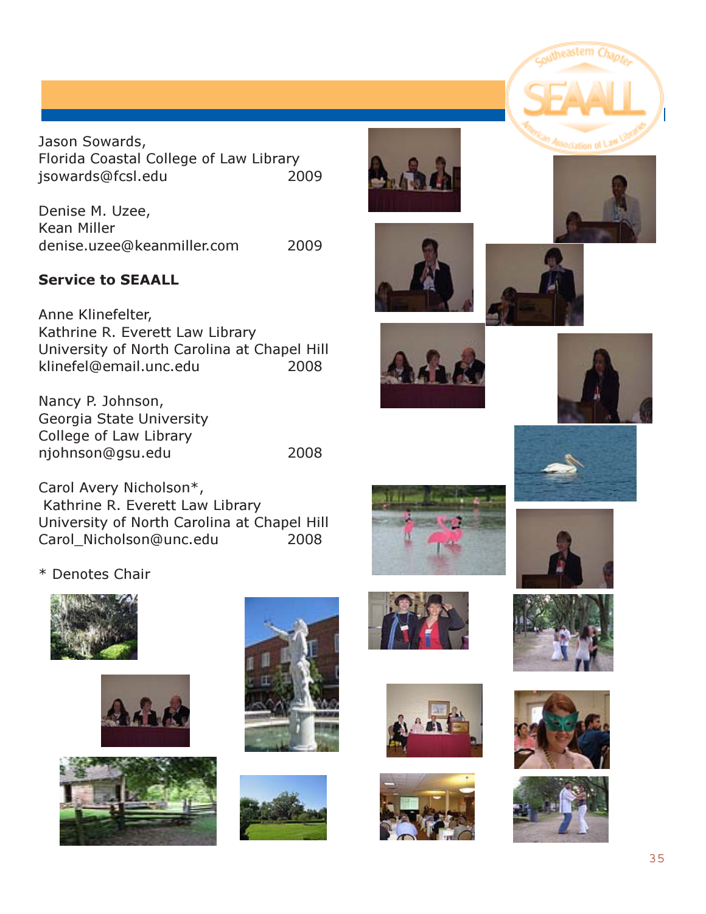Jason Sowards,
Florida Coastal College of Law Library
jsowards@fcsl.edu 2009

Denise M. Uzee,
Kean Miller
denise.uzee@keanmiller.com 2009

**Service to SEAALL**

Anne Klinefelter,
Kathrine R. Everett Law Library
University of North Carolina at Chapel Hill
klinefel@email.unc.edu 2008

Nancy P. Johnson,
Georgia State University
College of Law Library
njohnson@gsu.edu 2008

Carol Avery Nicholson*,
Kathrine R. Everett Law Library
University of North Carolina at Chapel Hill
Carol_Nicholson@unc.edu 2008

* Denotes Chair